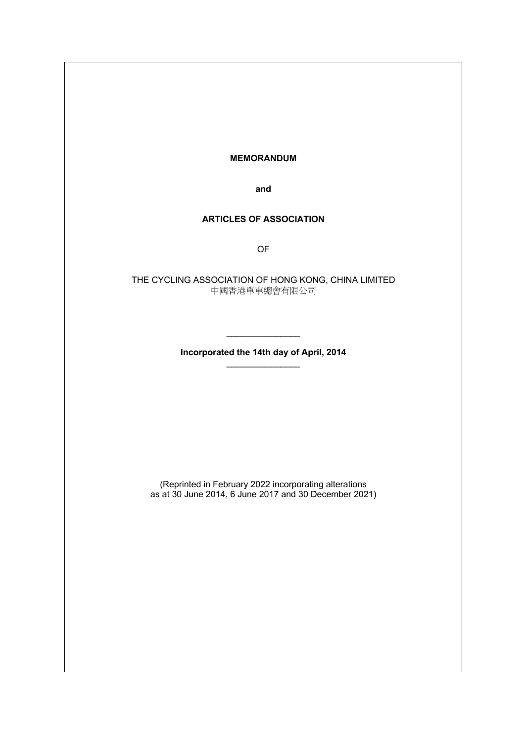**MEMORANDUM**

**and**

**ARTICLES OF ASSOCIATION**

OF

THE CYCLING ASSOCIATION OF HONG KONG, CHINA LIMITED
中國香港單車總會有限公司

---

**Incorporated the 14th day of April, 2014**

---

(Reprinted in February 2022 incorporating alterations as at 30 June 2014, 6 June 2017 and 30 December 2021)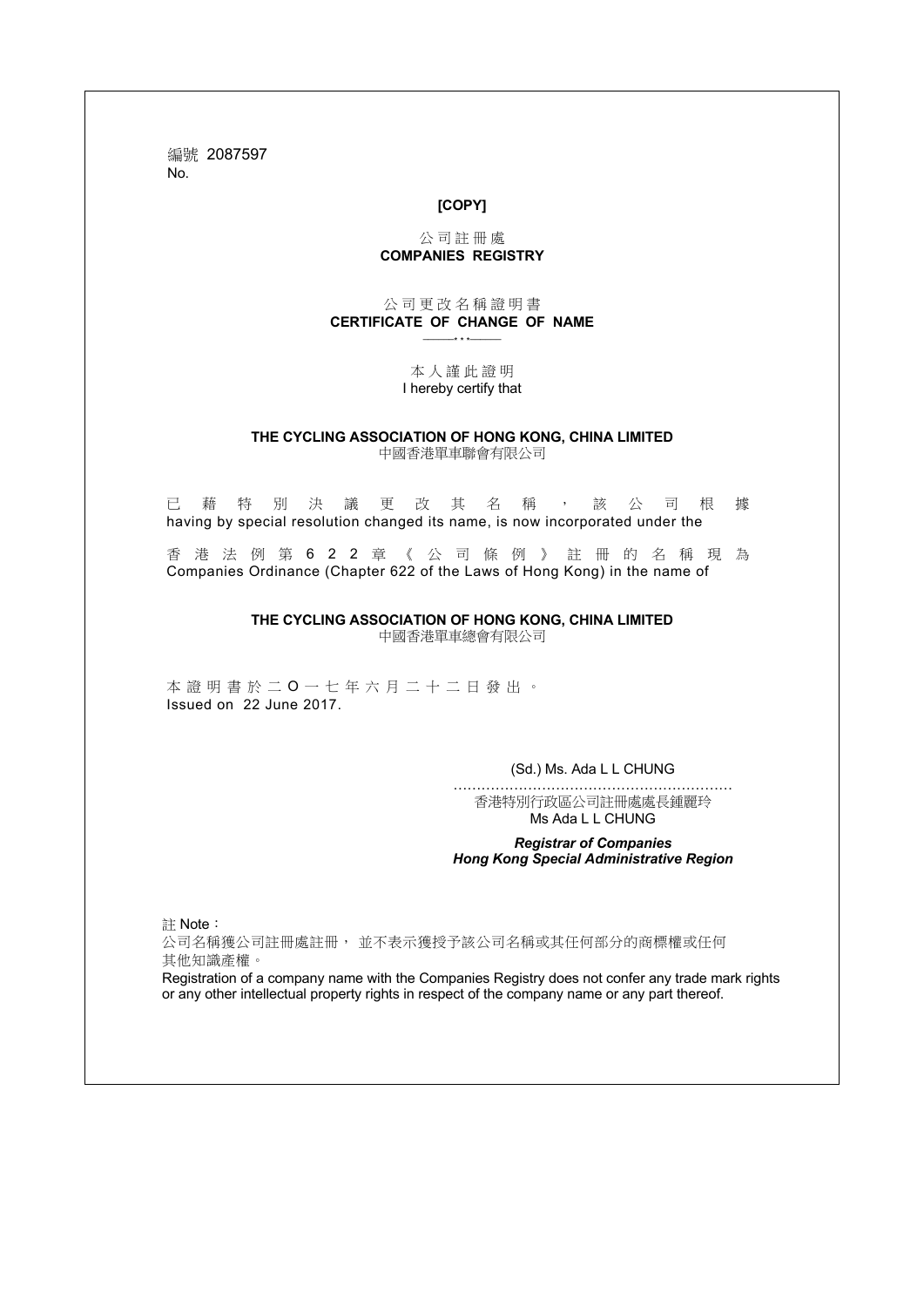編號 2087597
No.

**[COPY]**

公司註冊處
**COMPANIES REGISTRY**

公司更改名稱證明書
**CERTIFICATE OF CHANGE OF NAME**

本人謹此證明
I hereby certify that

**THE CYCLING ASSOCIATION OF HONG KONG, CHINA LIMITED**
中國香港單車聯會有限公司

已藉特別決議更改其名稱，該公司根據
having by special resolution changed its name, is now incorporated under the

香港法例第622章《公司條例》註冊的名稱現為
Companies Ordinance (Chapter 622 of the Laws of Hong Kong) in the name of

**THE CYCLING ASSOCIATION OF HONG KONG, CHINA LIMITED**
中國香港單車總會有限公司

本證明書於二O一七年六月二十二日發出。
Issued on 22 June 2017.

(Sd.) Ms. Ada L L CHUNG

…………………………………………………
香港特別行政區公司註冊處處長鍾麗玲
Ms Ada L L CHUNG

***Registrar of Companies***
***Hong Kong Special Administrative Region***

註 Note：
公司名稱獲公司註冊處註冊，並不表示獲授予該公司名稱或其任何部分的商標權或任何其他知識產權。
Registration of a company name with the Companies Registry does not confer any trade mark rights or any other intellectual property rights in respect of the company name or any part thereof.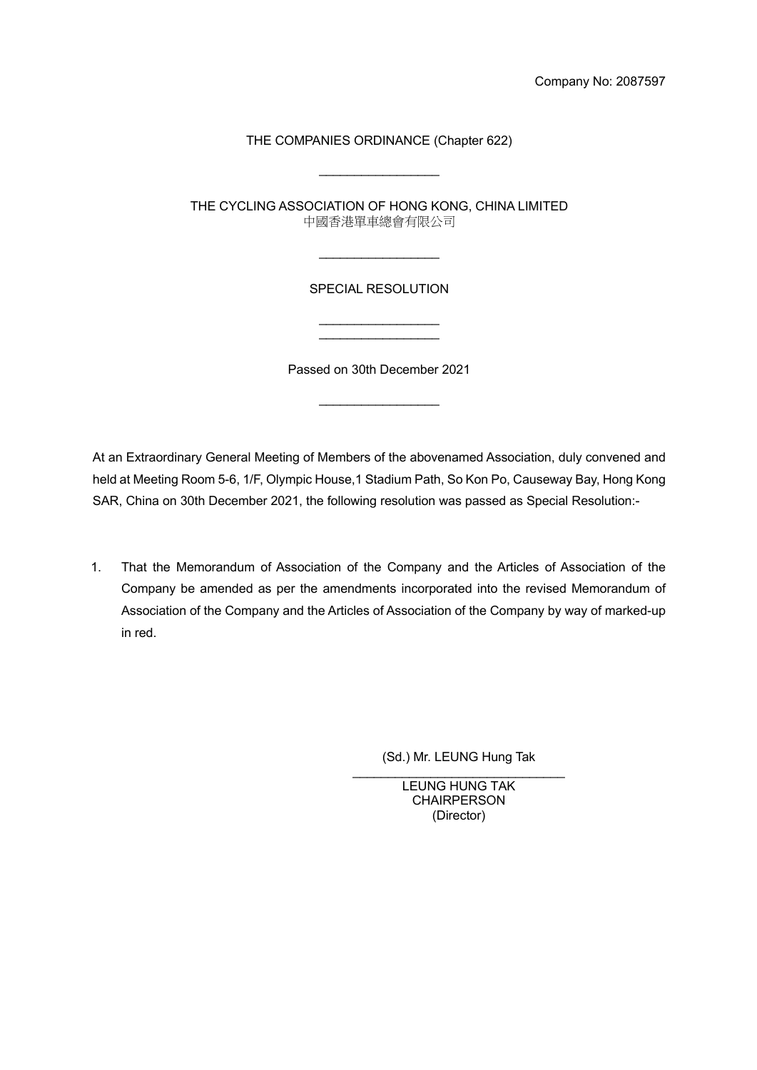Company No: 2087597

THE COMPANIES ORDINANCE (Chapter 622)

---

THE CYCLING ASSOCIATION OF HONG KONG, CHINA LIMITED
中國香港單車總會有限公司

---

SPECIAL RESOLUTION

---

Passed on 30th December 2021

---

At an Extraordinary General Meeting of Members of the abovenamed Association, duly convened and held at Meeting Room 5-6, 1/F, Olympic House,1 Stadium Path, So Kon Po, Causeway Bay, Hong Kong SAR, China on 30th December 2021, the following resolution was passed as Special Resolution:-

1. That the Memorandum of Association of the Company and the Articles of Association of the Company be amended as per the amendments incorporated into the revised Memorandum of Association of the Company and the Articles of Association of the Company by way of marked-up in red.

(Sd.) Mr. LEUNG Hung Tak

LEUNG HUNG TAK
CHAIRPERSON
(Director)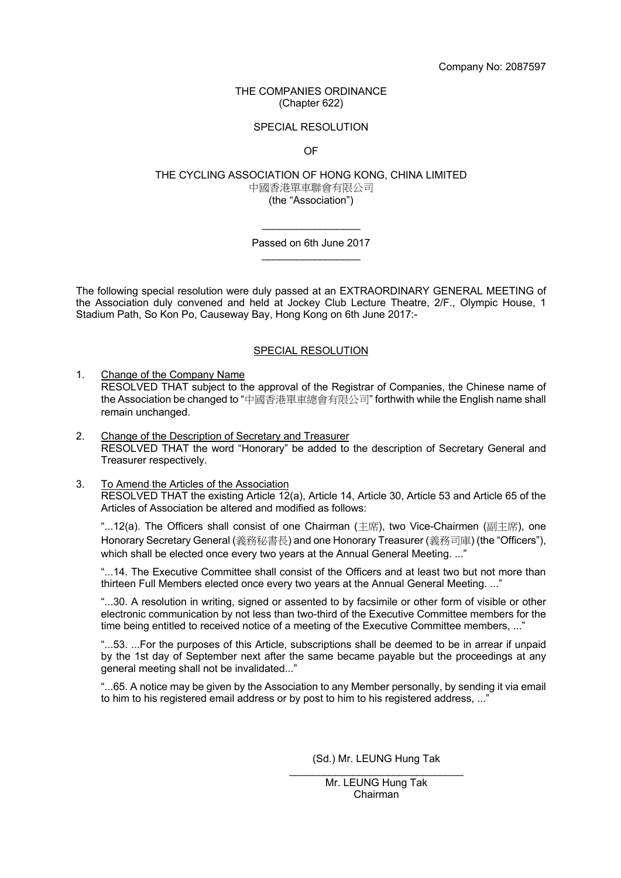Company No: 2087597

THE COMPANIES ORDINANCE
(Chapter 622)

SPECIAL RESOLUTION

OF

THE CYCLING ASSOCIATION OF HONG KONG, CHINA LIMITED
中國香港單車聯會有限公司
(the "Association")

---

Passed on 6th June 2017

---

The following special resolution were duly passed at an EXTRAORDINARY GENERAL MEETING of the Association duly convened and held at Jockey Club Lecture Theatre, 2/F., Olympic House, 1 Stadium Path, So Kon Po, Causeway Bay, Hong Kong on 6th June 2017:-

## SPECIAL RESOLUTION

1. Change of the Company Name
   RESOLVED THAT subject to the approval of the Registrar of Companies, the Chinese name of the Association be changed to "中國香港單車總會有限公司" forthwith while the English name shall remain unchanged.

2. Change of the Description of Secretary and Treasurer
   RESOLVED THAT the word "Honorary" be added to the description of Secretary General and Treasurer respectively.

3. To Amend the Articles of the Association
   RESOLVED THAT the existing Article 12(a), Article 14, Article 30, Article 53 and Article 65 of the Articles of Association be altered and modified as follows:

   "...12(a). The Officers shall consist of one Chairman (主席), two Vice-Chairmen (副主席), one Honorary Secretary General (義務秘書長) and one Honorary Treasurer (義務司庫) (the "Officers"), which shall be elected once every two years at the Annual General Meeting. ..."

   "...14. The Executive Committee shall consist of the Officers and at least two but not more than thirteen Full Members elected once every two years at the Annual General Meeting. ..."

   "...30. A resolution in writing, signed or assented to by facsimile or other form of visible or other electronic communication by not less than two-third of the Executive Committee members for the time being entitled to received notice of a meeting of the Executive Committee members, ..."

   "...53. ...For the purposes of this Article, subscriptions shall be deemed to be in arrear if unpaid by the 1st day of September next after the same became payable but the proceedings at any general meeting shall not be invalidated..."

   "...65. A notice may be given by the Association to any Member personally, by sending it via email to him to his registered email address or by post to him to his registered address, ..."

(Sd.) Mr. LEUNG Hung Tak

---

Mr. LEUNG Hung Tak
Chairman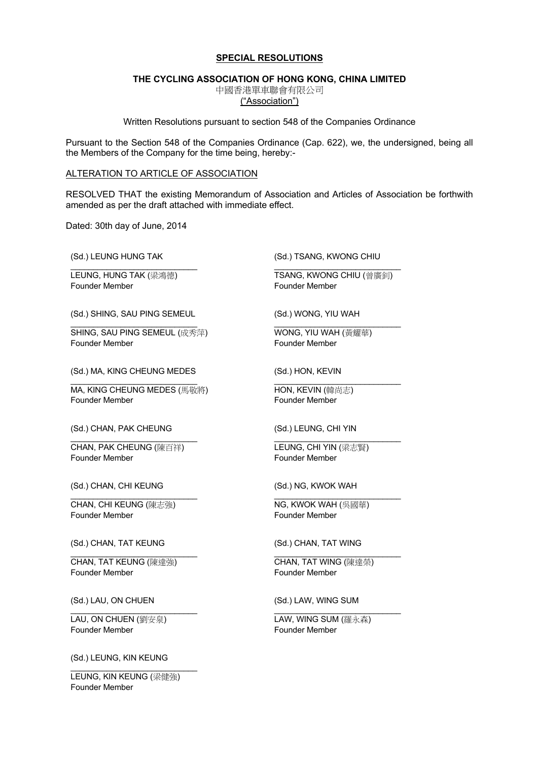**SPECIAL RESOLUTIONS**

**THE CYCLING ASSOCIATION OF HONG KONG, CHINA LIMITED**
中國香港單車聯會有限公司
("Association")

Written Resolutions pursuant to section 548 of the Companies Ordinance

Pursuant to the Section 548 of the Companies Ordinance (Cap. 622), we, the undersigned, being all the Members of the Company for the time being, hereby:-

ALTERATION TO ARTICLE OF ASSOCIATION

RESOLVED THAT the existing Memorandum of Association and Articles of Association be forthwith amended as per the draft attached with immediate effect.

Dated: 30th day of June, 2014

(Sd.) LEUNG HUNG TAK
\_\_\_\_\_\_\_\_\_\_\_\_\_\_\_\_\_\_\_\_\_\_\_\_\_\_\_\_
LEUNG, HUNG TAK (梁鴻德)
Founder Member

(Sd.) TSANG, KWONG CHIU
\_\_\_\_\_\_\_\_\_\_\_\_\_\_\_\_\_\_\_\_\_\_\_\_\_\_\_\_
TSANG, KWONG CHIU (曾廣釗)
Founder Member

(Sd.) SHING, SAU PING SEMEUL
\_\_\_\_\_\_\_\_\_\_\_\_\_\_\_\_\_\_\_\_\_\_\_\_\_\_\_\_
SHING, SAU PING SEMEUL (成秀萍)
Founder Member

(Sd.) WONG, YIU WAH
\_\_\_\_\_\_\_\_\_\_\_\_\_\_\_\_\_\_\_\_\_\_\_\_\_\_\_\_
WONG, YIU WAH (黃耀華)
Founder Member

(Sd.) MA, KING CHEUNG MEDES
\_\_\_\_\_\_\_\_\_\_\_\_\_\_\_\_\_\_\_\_\_\_\_\_\_\_\_\_
MA, KING CHEUNG MEDES (馬敬將)
Founder Member

(Sd.) HON, KEVIN
\_\_\_\_\_\_\_\_\_\_\_\_\_\_\_\_\_\_\_\_\_\_\_\_\_\_\_\_
HON, KEVIN (韓尚志)
Founder Member

(Sd.) CHAN, PAK CHEUNG
\_\_\_\_\_\_\_\_\_\_\_\_\_\_\_\_\_\_\_\_\_\_\_\_\_\_\_\_
CHAN, PAK CHEUNG (陳百祥)
Founder Member

(Sd.) LEUNG, CHI YIN
\_\_\_\_\_\_\_\_\_\_\_\_\_\_\_\_\_\_\_\_\_\_\_\_\_\_\_\_
LEUNG, CHI YIN (梁志賢)
Founder Member

(Sd.) CHAN, CHI KEUNG
\_\_\_\_\_\_\_\_\_\_\_\_\_\_\_\_\_\_\_\_\_\_\_\_\_\_\_\_
CHAN, CHI KEUNG (陳志強)
Founder Member

(Sd.) NG, KWOK WAH
\_\_\_\_\_\_\_\_\_\_\_\_\_\_\_\_\_\_\_\_\_\_\_\_\_\_\_\_
NG, KWOK WAH (吳國華)
Founder Member

(Sd.) CHAN, TAT KEUNG
\_\_\_\_\_\_\_\_\_\_\_\_\_\_\_\_\_\_\_\_\_\_\_\_\_\_\_\_
CHAN, TAT KEUNG (陳達強)
Founder Member

(Sd.) CHAN, TAT WING
\_\_\_\_\_\_\_\_\_\_\_\_\_\_\_\_\_\_\_\_\_\_\_\_\_\_\_\_
CHAN, TAT WING (陳達榮)
Founder Member

(Sd.) LAU, ON CHUEN
\_\_\_\_\_\_\_\_\_\_\_\_\_\_\_\_\_\_\_\_\_\_\_\_\_\_\_\_
LAU, ON CHUEN (劉安泉)
Founder Member

(Sd.) LAW, WING SUM
\_\_\_\_\_\_\_\_\_\_\_\_\_\_\_\_\_\_\_\_\_\_\_\_\_\_\_\_
LAW, WING SUM (羅永森)
Founder Member

(Sd.) LEUNG, KIN KEUNG
\_\_\_\_\_\_\_\_\_\_\_\_\_\_\_\_\_\_\_\_\_\_\_\_\_\_\_\_
LEUNG, KIN KEUNG (梁健強)
Founder Member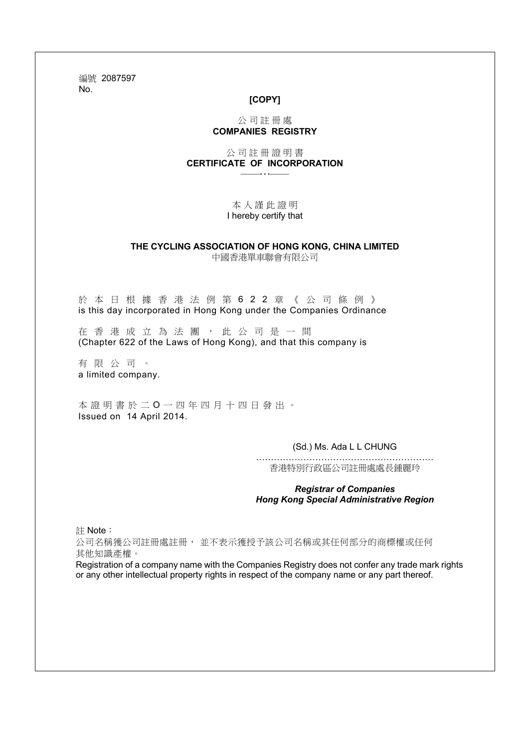編號 2087597
No.

**[COPY]**

公司註冊處
**COMPANIES REGISTRY**

公司註冊證明書
**CERTIFICATE OF INCORPORATION**

本人謹此證明
I hereby certify that

**THE CYCLING ASSOCIATION OF HONG KONG, CHINA LIMITED**
中國香港單車聯會有限公司

於本日根據香港法例第622章《公司條例》
is this day incorporated in Hong Kong under the Companies Ordinance

在香港成立為法團，此公司是一間
(Chapter 622 of the Laws of Hong Kong), and that this company is

有限公司。
a limited company.

本證明書於二O一四年四月十四日發出。
Issued on 14 April 2014.

(Sd.) Ms. Ada L L CHUNG

……………………………………………………
香港特別行政區公司註冊處處長鍾麗玲

***Registrar of Companies***
***Hong Kong Special Administrative Region***

註 Note：
公司名稱獲公司註冊處註冊，並不表示獲授予該公司名稱或其任何部分的商標權或任何其他知識產權。
Registration of a company name with the Companies Registry does not confer any trade mark rights or any other intellectual property rights in respect of the company name or any part thereof.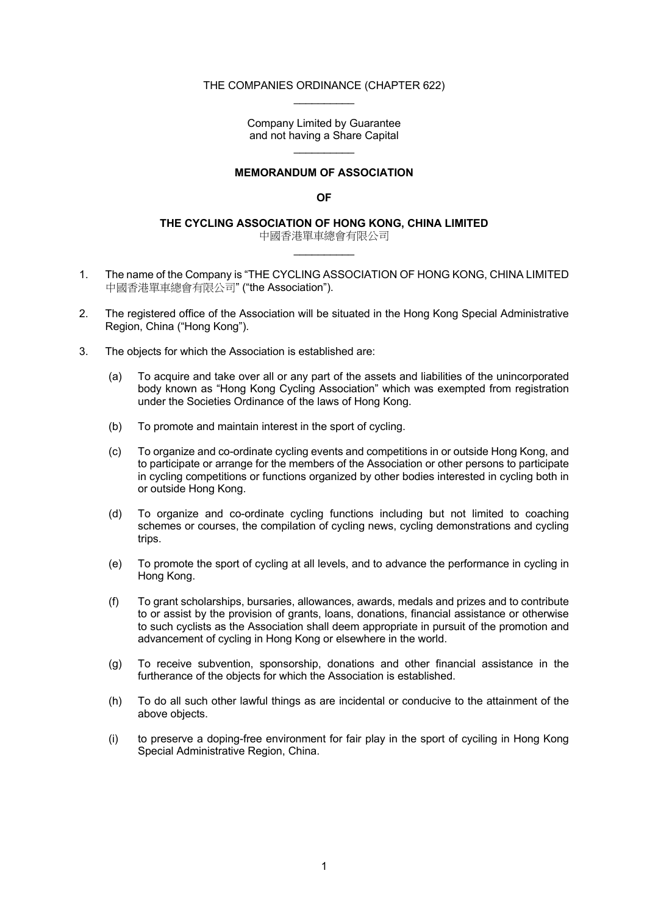THE COMPANIES ORDINANCE (CHAPTER 622)

\_\_\_\_\_\_\_\_\_\_

Company Limited by Guarantee
and not having a Share Capital

\_\_\_\_\_\_\_\_\_\_

**MEMORANDUM OF ASSOCIATION**

**OF**

**THE CYCLING ASSOCIATION OF HONG KONG, CHINA LIMITED**
中國香港單車總會有限公司

\_\_\_\_\_\_\_\_\_\_

1. The name of the Company is "THE CYCLING ASSOCIATION OF HONG KONG, CHINA LIMITED 中國香港單車總會有限公司" ("the Association").

2. The registered office of the Association will be situated in the Hong Kong Special Administrative Region, China ("Hong Kong").

3. The objects for which the Association is established are:

   (a) To acquire and take over all or any part of the assets and liabilities of the unincorporated body known as "Hong Kong Cycling Association" which was exempted from registration under the Societies Ordinance of the laws of Hong Kong.

   (b) To promote and maintain interest in the sport of cycling.

   (c) To organize and co-ordinate cycling events and competitions in or outside Hong Kong, and to participate or arrange for the members of the Association or other persons to participate in cycling competitions or functions organized by other bodies interested in cycling both in or outside Hong Kong.

   (d) To organize and co-ordinate cycling functions including but not limited to coaching schemes or courses, the compilation of cycling news, cycling demonstrations and cycling trips.

   (e) To promote the sport of cycling at all levels, and to advance the performance in cycling in Hong Kong.

   (f) To grant scholarships, bursaries, allowances, awards, medals and prizes and to contribute to or assist by the provision of grants, loans, donations, financial assistance or otherwise to such cyclists as the Association shall deem appropriate in pursuit of the promotion and advancement of cycling in Hong Kong or elsewhere in the world.

   (g) To receive subvention, sponsorship, donations and other financial assistance in the furtherance of the objects for which the Association is established.

   (h) To do all such other lawful things as are incidental or conducive to the attainment of the above objects.

   (i) to preserve a doping-free environment for fair play in the sport of cyciling in Hong Kong Special Administrative Region, China.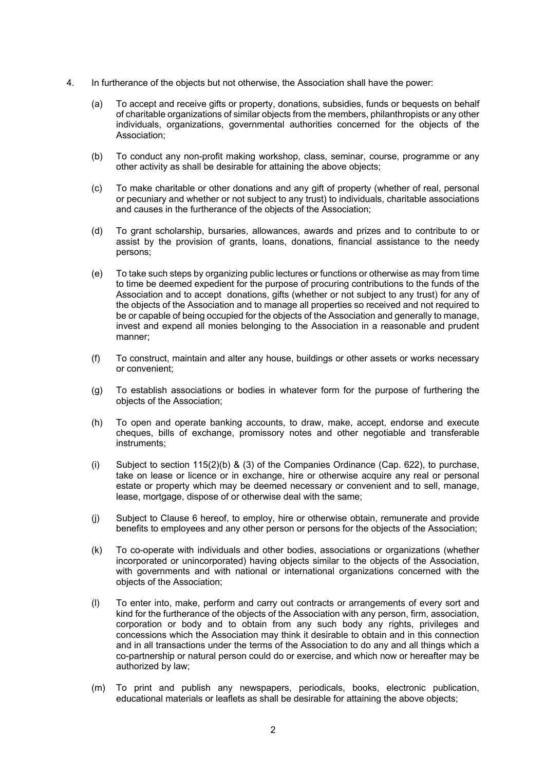4. In furtherance of the objects but not otherwise, the Association shall have the power:

   (a) To accept and receive gifts or property, donations, subsidies, funds or bequests on behalf of charitable organizations of similar objects from the members, philanthropists or any other individuals, organizations, governmental authorities concerned for the objects of the Association;

   (b) To conduct any non-profit making workshop, class, seminar, course, programme or any other activity as shall be desirable for attaining the above objects;

   (c) To make charitable or other donations and any gift of property (whether of real, personal or pecuniary and whether or not subject to any trust) to individuals, charitable associations and causes in the furtherance of the objects of the Association;

   (d) To grant scholarship, bursaries, allowances, awards and prizes and to contribute to or assist by the provision of grants, loans, donations, financial assistance to the needy persons;

   (e) To take such steps by organizing public lectures or functions or otherwise as may from time to time be deemed expedient for the purpose of procuring contributions to the funds of the Association and to accept donations, gifts (whether or not subject to any trust) for any of the objects of the Association and to manage all properties so received and not required to be or capable of being occupied for the objects of the Association and generally to manage, invest and expend all monies belonging to the Association in a reasonable and prudent manner;

   (f) To construct, maintain and alter any house, buildings or other assets or works necessary or convenient;

   (g) To establish associations or bodies in whatever form for the purpose of furthering the objects of the Association;

   (h) To open and operate banking accounts, to draw, make, accept, endorse and execute cheques, bills of exchange, promissory notes and other negotiable and transferable instruments;

   (i) Subject to section 115(2)(b) & (3) of the Companies Ordinance (Cap. 622), to purchase, take on lease or licence or in exchange, hire or otherwise acquire any real or personal estate or property which may be deemed necessary or convenient and to sell, manage, lease, mortgage, dispose of or otherwise deal with the same;

   (j) Subject to Clause 6 hereof, to employ, hire or otherwise obtain, remunerate and provide benefits to employees and any other person or persons for the objects of the Association;

   (k) To co-operate with individuals and other bodies, associations or organizations (whether incorporated or unincorporated) having objects similar to the objects of the Association, with governments and with national or international organizations concerned with the objects of the Association;

   (l) To enter into, make, perform and carry out contracts or arrangements of every sort and kind for the furtherance of the objects of the Association with any person, firm, association, corporation or body and to obtain from any such body any rights, privileges and concessions which the Association may think it desirable to obtain and in this connection and in all transactions under the terms of the Association to do any and all things which a co-partnership or natural person could do or exercise, and which now or hereafter may be authorized by law;

   (m) To print and publish any newspapers, periodicals, books, electronic publication, educational materials or leaflets as shall be desirable for attaining the above objects;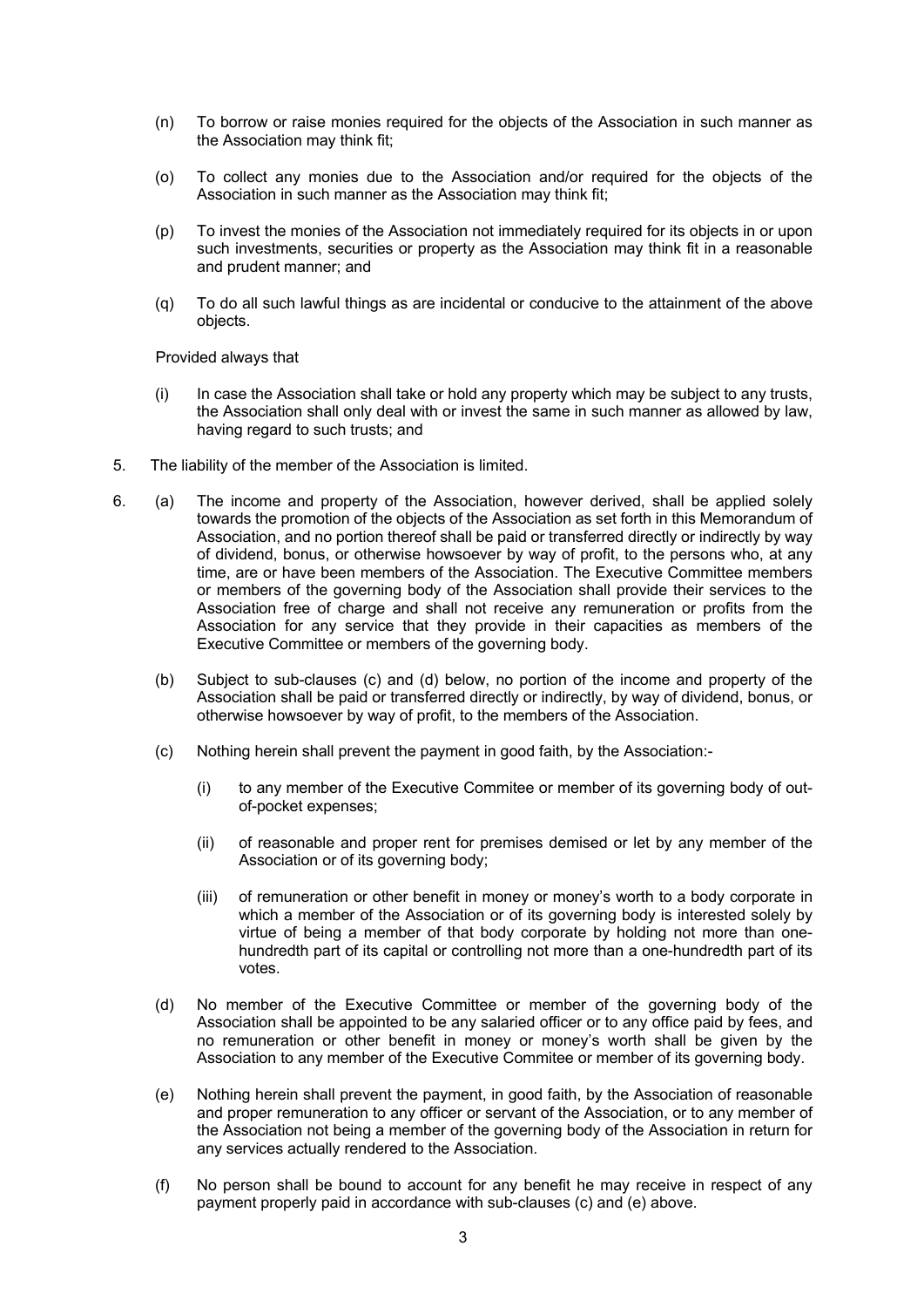(n) To borrow or raise monies required for the objects of the Association in such manner as the Association may think fit;

(o) To collect any monies due to the Association and/or required for the objects of the Association in such manner as the Association may think fit;

(p) To invest the monies of the Association not immediately required for its objects in or upon such investments, securities or property as the Association may think fit in a reasonable and prudent manner; and

(q) To do all such lawful things as are incidental or conducive to the attainment of the above objects.

Provided always that

(i) In case the Association shall take or hold any property which may be subject to any trusts, the Association shall only deal with or invest the same in such manner as allowed by law, having regard to such trusts; and

5. The liability of the member of the Association is limited.

6. (a) The income and property of the Association, however derived, shall be applied solely towards the promotion of the objects of the Association as set forth in this Memorandum of Association, and no portion thereof shall be paid or transferred directly or indirectly by way of dividend, bonus, or otherwise howsoever by way of profit, to the persons who, at any time, are or have been members of the Association. The Executive Committee members or members of the governing body of the Association shall provide their services to the Association free of charge and shall not receive any remuneration or profits from the Association for any service that they provide in their capacities as members of the Executive Committee or members of the governing body.

(b) Subject to sub-clauses (c) and (d) below, no portion of the income and property of the Association shall be paid or transferred directly or indirectly, by way of dividend, bonus, or otherwise howsoever by way of profit, to the members of the Association.

(c) Nothing herein shall prevent the payment in good faith, by the Association:-

(i) to any member of the Executive Commitee or member of its governing body of out-of-pocket expenses;

(ii) of reasonable and proper rent for premises demised or let by any member of the Association or of its governing body;

(iii) of remuneration or other benefit in money or money's worth to a body corporate in which a member of the Association or of its governing body is interested solely by virtue of being a member of that body corporate by holding not more than one-hundredth part of its capital or controlling not more than a one-hundredth part of its votes.

(d) No member of the Executive Committee or member of the governing body of the Association shall be appointed to be any salaried officer or to any office paid by fees, and no remuneration or other benefit in money or money's worth shall be given by the Association to any member of the Executive Commitee or member of its governing body.

(e) Nothing herein shall prevent the payment, in good faith, by the Association of reasonable and proper remuneration to any officer or servant of the Association, or to any member of the Association not being a member of the governing body of the Association in return for any services actually rendered to the Association.

(f) No person shall be bound to account for any benefit he may receive in respect of any payment properly paid in accordance with sub-clauses (c) and (e) above.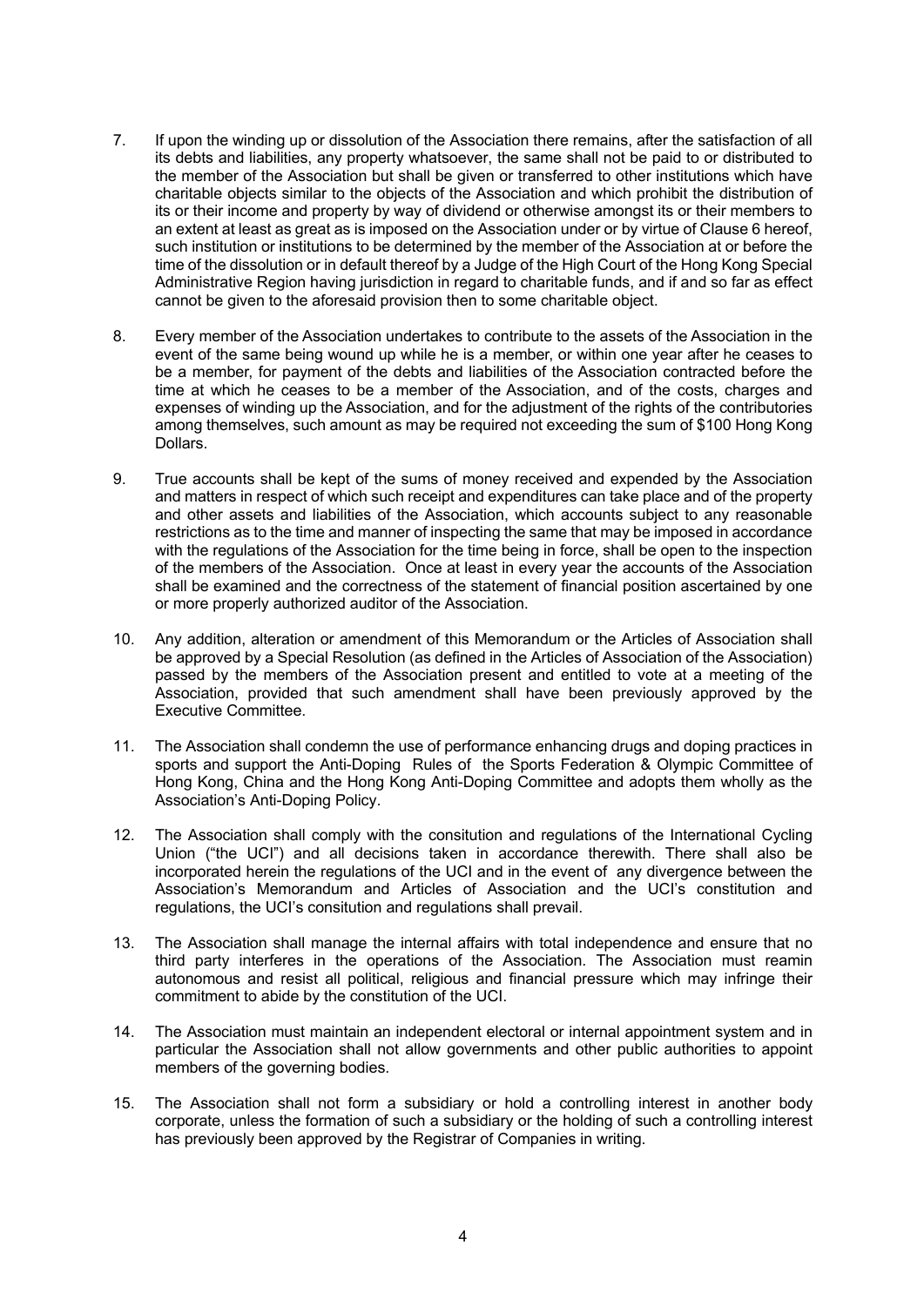7. If upon the winding up or dissolution of the Association there remains, after the satisfaction of all its debts and liabilities, any property whatsoever, the same shall not be paid to or distributed to the member of the Association but shall be given or transferred to other institutions which have charitable objects similar to the objects of the Association and which prohibit the distribution of its or their income and property by way of dividend or otherwise amongst its or their members to an extent at least as great as is imposed on the Association under or by virtue of Clause 6 hereof, such institution or institutions to be determined by the member of the Association at or before the time of the dissolution or in default thereof by a Judge of the High Court of the Hong Kong Special Administrative Region having jurisdiction in regard to charitable funds, and if and so far as effect cannot be given to the aforesaid provision then to some charitable object.

8. Every member of the Association undertakes to contribute to the assets of the Association in the event of the same being wound up while he is a member, or within one year after he ceases to be a member, for payment of the debts and liabilities of the Association contracted before the time at which he ceases to be a member of the Association, and of the costs, charges and expenses of winding up the Association, and for the adjustment of the rights of the contributories among themselves, such amount as may be required not exceeding the sum of $100 Hong Kong Dollars.

9. True accounts shall be kept of the sums of money received and expended by the Association and matters in respect of which such receipt and expenditures can take place and of the property and other assets and liabilities of the Association, which accounts subject to any reasonable restrictions as to the time and manner of inspecting the same that may be imposed in accordance with the regulations of the Association for the time being in force, shall be open to the inspection of the members of the Association. Once at least in every year the accounts of the Association shall be examined and the correctness of the statement of financial position ascertained by one or more properly authorized auditor of the Association.

10. Any addition, alteration or amendment of this Memorandum or the Articles of Association shall be approved by a Special Resolution (as defined in the Articles of Association of the Association) passed by the members of the Association present and entitled to vote at a meeting of the Association, provided that such amendment shall have been previously approved by the Executive Committee.

11. The Association shall condemn the use of performance enhancing drugs and doping practices in sports and support the Anti-Doping Rules of the Sports Federation & Olympic Committee of Hong Kong, China and the Hong Kong Anti-Doping Committee and adopts them wholly as the Association's Anti-Doping Policy.

12. The Association shall comply with the consitution and regulations of the International Cycling Union ("the UCI") and all decisions taken in accordance therewith. There shall also be incorporated herein the regulations of the UCI and in the event of any divergence between the Association's Memorandum and Articles of Association and the UCI's constitution and regulations, the UCI's consitution and regulations shall prevail.

13. The Association shall manage the internal affairs with total independence and ensure that no third party interferes in the operations of the Association. The Association must reamin autonomous and resist all political, religious and financial pressure which may infringe their commitment to abide by the constitution of the UCI.

14. The Association must maintain an independent electoral or internal appointment system and in particular the Association shall not allow governments and other public authorities to appoint members of the governing bodies.

15. The Association shall not form a subsidiary or hold a controlling interest in another body corporate, unless the formation of such a subsidiary or the holding of such a controlling interest has previously been approved by the Registrar of Companies in writing.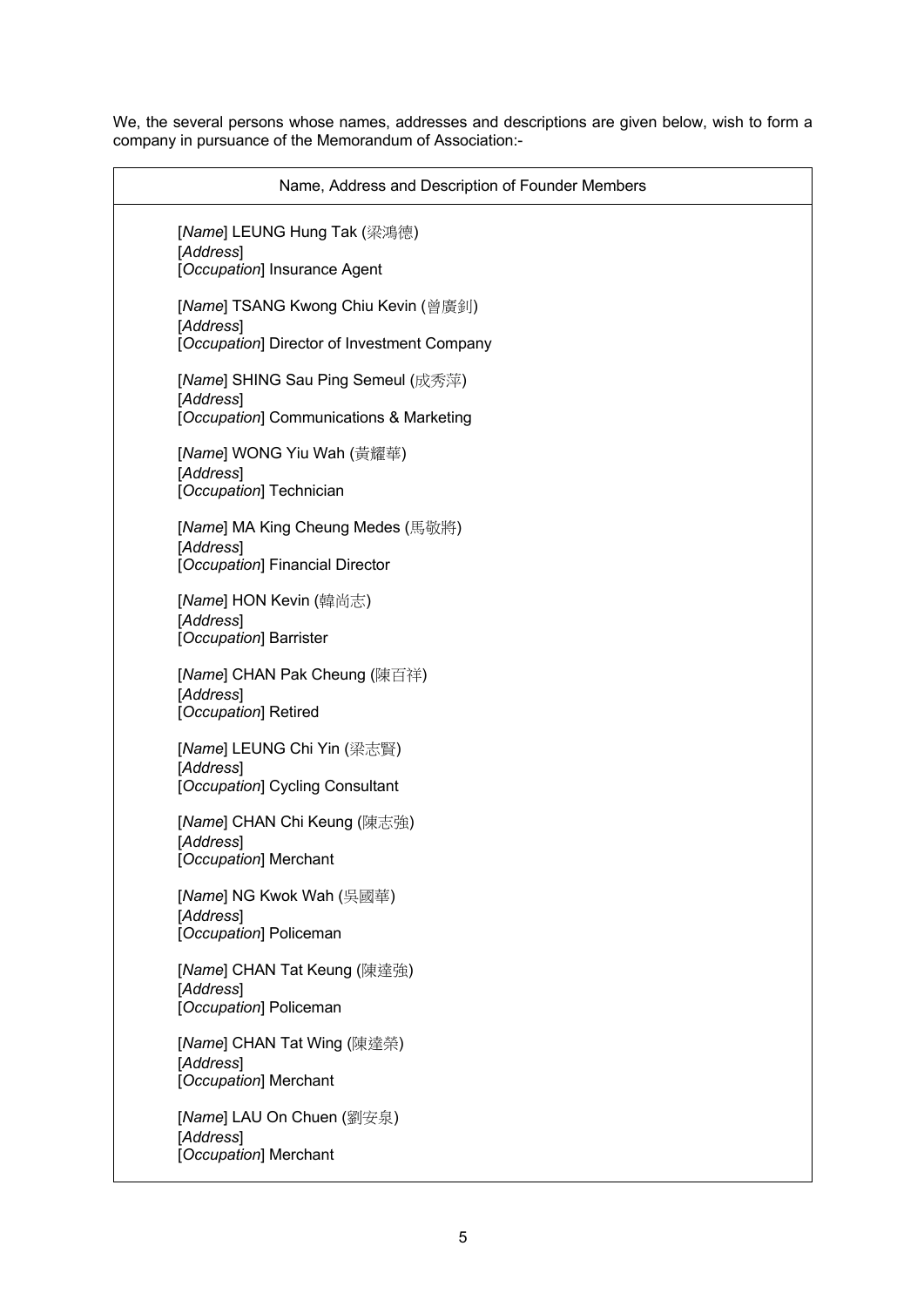We, the several persons whose names, addresses and descriptions are given below, wish to form a company in pursuance of the Memorandum of Association:-

| Name, Address and Description of Founder Members |
|---|
| [*Name*] LEUNG Hung Tak (梁鴻德)<br>[*Address*]<br>[*Occupation*] Insurance Agent |
| [*Name*] TSANG Kwong Chiu Kevin (曾廣釗)<br>[*Address*]<br>[*Occupation*] Director of Investment Company |
| [*Name*] SHING Sau Ping Semeul (成秀萍)<br>[*Address*]<br>[*Occupation*] Communications & Marketing |
| [*Name*] WONG Yiu Wah (黃耀華)<br>[*Address*]<br>[*Occupation*] Technician |
| [*Name*] MA King Cheung Medes (馬敬將)<br>[*Address*]<br>[*Occupation*] Financial Director |
| [*Name*] HON Kevin (韓尚志)<br>[*Address*]<br>[*Occupation*] Barrister |
| [*Name*] CHAN Pak Cheung (陳百祥)<br>[*Address*]<br>[*Occupation*] Retired |
| [*Name*] LEUNG Chi Yin (梁志賢)<br>[*Address*]<br>[*Occupation*] Cycling Consultant |
| [*Name*] CHAN Chi Keung (陳志強)<br>[*Address*]<br>[*Occupation*] Merchant |
| [*Name*] NG Kwok Wah (吳國華)<br>[*Address*]<br>[*Occupation*] Policeman |
| [*Name*] CHAN Tat Keung (陳達強)<br>[*Address*]<br>[*Occupation*] Policeman |
| [*Name*] CHAN Tat Wing (陳達榮)<br>[*Address*]<br>[*Occupation*] Merchant |
| [*Name*] LAU On Chuen (劉安泉)<br>[*Address*]<br>[*Occupation*] Merchant |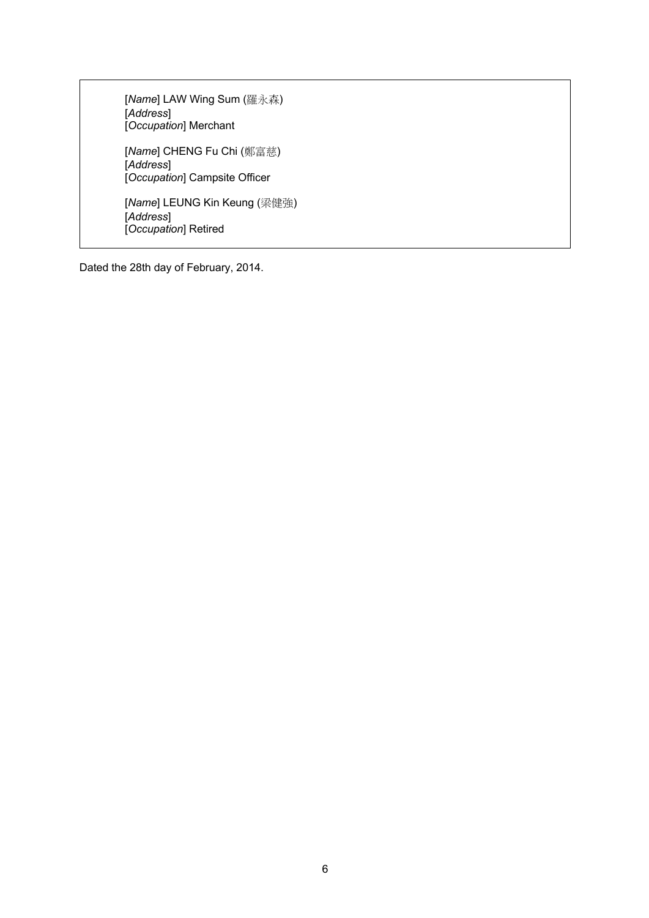[*Name*] LAW Wing Sum (羅永森)
[*Address*]
[*Occupation*] Merchant

[*Name*] CHENG Fu Chi (鄭富慈)
[*Address*]
[*Occupation*] Campsite Officer

[*Name*] LEUNG Kin Keung (梁健強)
[*Address*]
[*Occupation*] Retired

Dated the 28th day of February, 2014.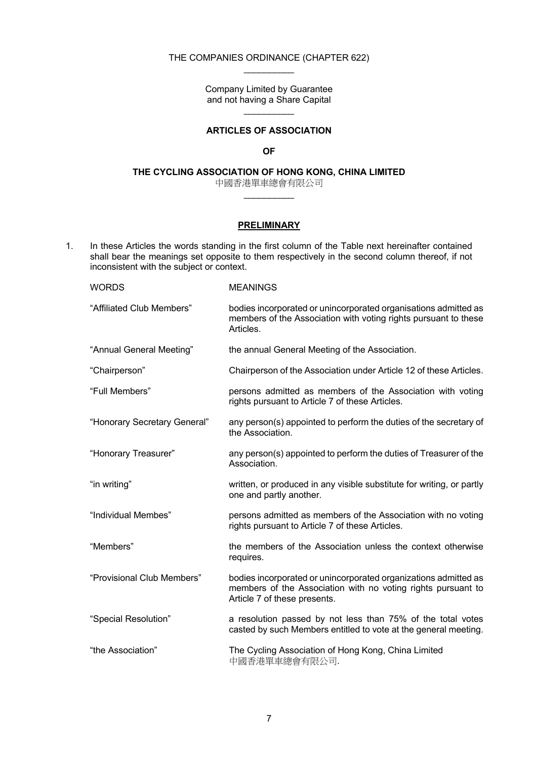THE COMPANIES ORDINANCE (CHAPTER 622)

\_\_\_\_\_\_\_\_\_\_

Company Limited by Guarantee
and not having a Share Capital

\_\_\_\_\_\_\_\_\_\_

**ARTICLES OF ASSOCIATION**

**OF**

**THE CYCLING ASSOCIATION OF HONG KONG, CHINA LIMITED**

中國香港單車總會有限公司

\_\_\_\_\_\_\_\_\_\_

## PRELIMINARY

1. In these Articles the words standing in the first column of the Table next hereinafter contained shall bear the meanings set opposite to them respectively in the second column thereof, if not inconsistent with the subject or context.

| WORDS | MEANINGS |
|---|---|
| "Affiliated Club Members" | bodies incorporated or unincorporated organisations admitted as members of the Association with voting rights pursuant to these Articles. |
| "Annual General Meeting" | the annual General Meeting of the Association. |
| "Chairperson" | Chairperson of the Association under Article 12 of these Articles. |
| "Full Members" | persons admitted as members of the Association with voting rights pursuant to Article 7 of these Articles. |
| "Honorary Secretary General" | any person(s) appointed to perform the duties of the secretary of the Association. |
| "Honorary Treasurer" | any person(s) appointed to perform the duties of Treasurer of the Association. |
| "in writing" | written, or produced in any visible substitute for writing, or partly one and partly another. |
| "Individual Membes" | persons admitted as members of the Association with no voting rights pursuant to Article 7 of these Articles. |
| "Members" | the members of the Association unless the context otherwise requires. |
| "Provisional Club Members" | bodies incorporated or unincorporated organizations admitted as members of the Association with no voting rights pursuant to Article 7 of these presents. |
| "Special Resolution" | a resolution passed by not less than 75% of the total votes casted by such Members entitled to vote at the general meeting. |
| "the Association" | The Cycling Association of Hong Kong, China Limited 中國香港單車總會有限公司. |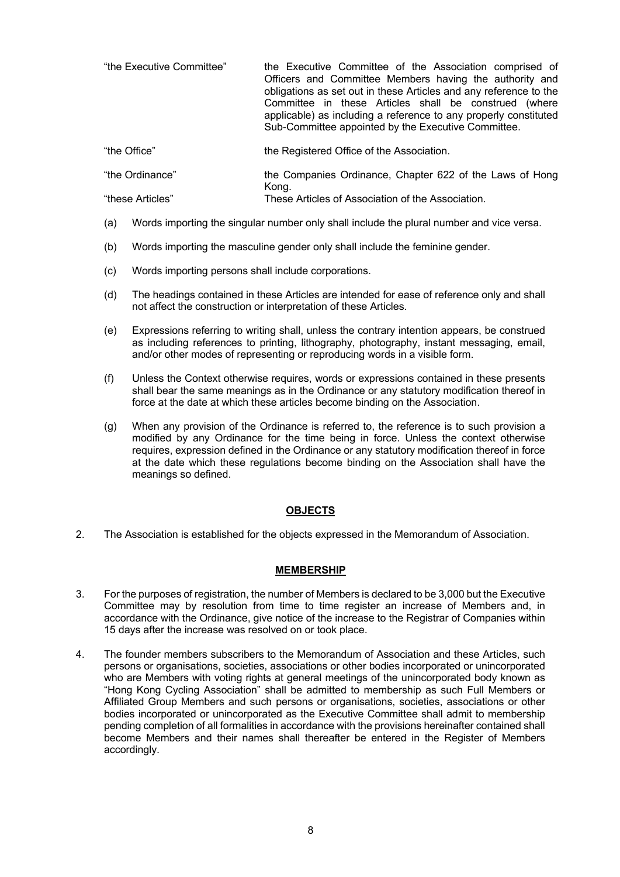| | |
|---|---|
| "the Executive Committee" | the Executive Committee of the Association comprised of Officers and Committee Members having the authority and obligations as set out in these Articles and any reference to the Committee in these Articles shall be construed (where applicable) as including a reference to any properly constituted Sub-Committee appointed by the Executive Committee. |
| "the Office" | the Registered Office of the Association. |
| "the Ordinance" | the Companies Ordinance, Chapter 622 of the Laws of Hong Kong. |
| "these Articles" | These Articles of Association of the Association. |

(a) Words importing the singular number only shall include the plural number and vice versa.

(b) Words importing the masculine gender only shall include the feminine gender.

(c) Words importing persons shall include corporations.

(d) The headings contained in these Articles are intended for ease of reference only and shall not affect the construction or interpretation of these Articles.

(e) Expressions referring to writing shall, unless the contrary intention appears, be construed as including references to printing, lithography, photography, instant messaging, email, and/or other modes of representing or reproducing words in a visible form.

(f) Unless the Context otherwise requires, words or expressions contained in these presents shall bear the same meanings as in the Ordinance or any statutory modification thereof in force at the date at which these articles become binding on the Association.

(g) When any provision of the Ordinance is referred to, the reference is to such provision a modified by any Ordinance for the time being in force. Unless the context otherwise requires, expression defined in the Ordinance or any statutory modification thereof in force at the date which these regulations become binding on the Association shall have the meanings so defined.

## OBJECTS

2. The Association is established for the objects expressed in the Memorandum of Association.

## MEMBERSHIP

3. For the purposes of registration, the number of Members is declared to be 3,000 but the Executive Committee may by resolution from time to time register an increase of Members and, in accordance with the Ordinance, give notice of the increase to the Registrar of Companies within 15 days after the increase was resolved on or took place.

4. The founder members subscribers to the Memorandum of Association and these Articles, such persons or organisations, societies, associations or other bodies incorporated or unincorporated who are Members with voting rights at general meetings of the unincorporated body known as "Hong Kong Cycling Association" shall be admitted to membership as such Full Members or Affiliated Group Members and such persons or organisations, societies, associations or other bodies incorporated or unincorporated as the Executive Committee shall admit to membership pending completion of all formalities in accordance with the provisions hereinafter contained shall become Members and their names shall thereafter be entered in the Register of Members accordingly.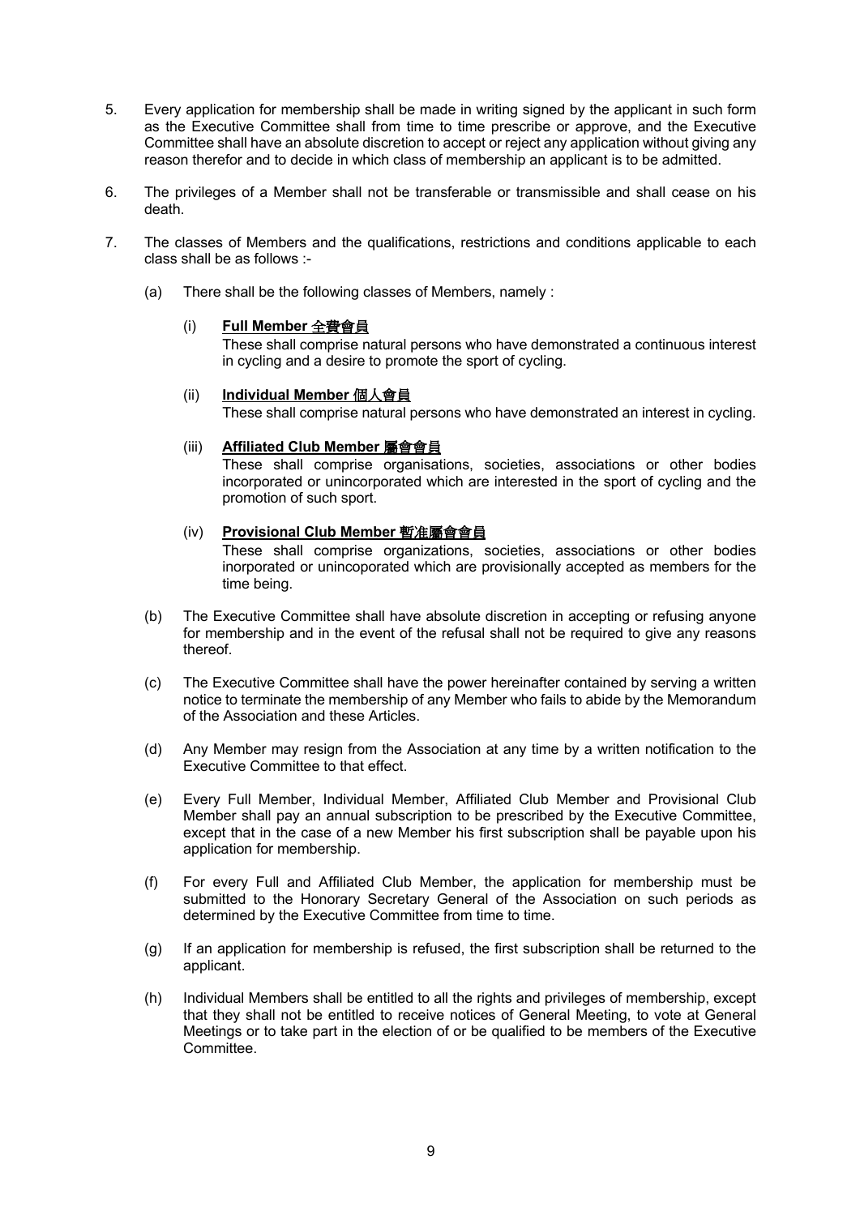5. Every application for membership shall be made in writing signed by the applicant in such form as the Executive Committee shall from time to time prescribe or approve, and the Executive Committee shall have an absolute discretion to accept or reject any application without giving any reason therefor and to decide in which class of membership an applicant is to be admitted.

6. The privileges of a Member shall not be transferable or transmissible and shall cease on his death.

7. The classes of Members and the qualifications, restrictions and conditions applicable to each class shall be as follows :-

   (a) There shall be the following classes of Members, namely :

      (i) **Full Member 全費會員**
      These shall comprise natural persons who have demonstrated a continuous interest in cycling and a desire to promote the sport of cycling.

      (ii) **Individual Member 個人會員**
      These shall comprise natural persons who have demonstrated an interest in cycling.

      (iii) **Affiliated Club Member 屬會會員**
      These shall comprise organisations, societies, associations or other bodies incorporated or unincorporated which are interested in the sport of cycling and the promotion of such sport.

      (iv) **Provisional Club Member 暫准屬會會員**
      These shall comprise organizations, societies, associations or other bodies inorporated or unincopórated which are provisionally accepted as members for the time being.

   (b) The Executive Committee shall have absolute discretion in accepting or refusing anyone for membership and in the event of the refusal shall not be required to give any reasons thereof.

   (c) The Executive Committee shall have the power hereinafter contained by serving a written notice to terminate the membership of any Member who fails to abide by the Memorandum of the Association and these Articles.

   (d) Any Member may resign from the Association at any time by a written notification to the Executive Committee to that effect.

   (e) Every Full Member, Individual Member, Affiliated Club Member and Provisional Club Member shall pay an annual subscription to be prescribed by the Executive Committee, except that in the case of a new Member his first subscription shall be payable upon his application for membership.

   (f) For every Full and Affiliated Club Member, the application for membership must be submitted to the Honorary Secretary General of the Association on such periods as determined by the Executive Committee from time to time.

   (g) If an application for membership is refused, the first subscription shall be returned to the applicant.

   (h) Individual Members shall be entitled to all the rights and privileges of membership, except that they shall not be entitled to receive notices of General Meeting, to vote at General Meetings or to take part in the election of or be qualified to be members of the Executive Committee.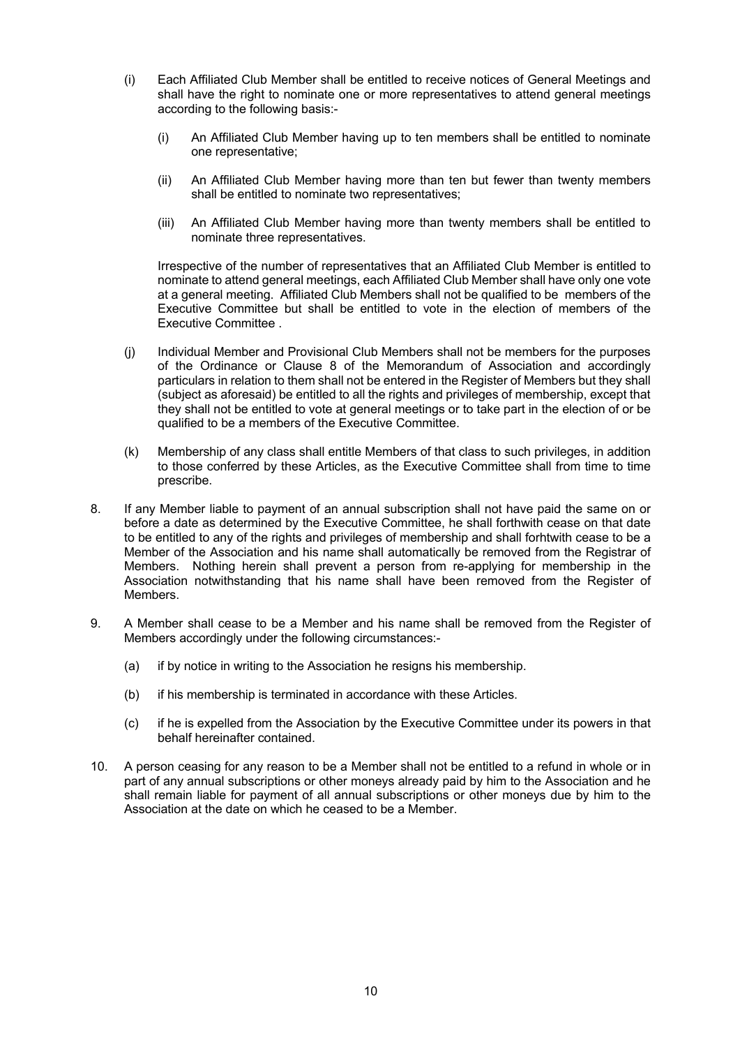(i) Each Affiliated Club Member shall be entitled to receive notices of General Meetings and shall have the right to nominate one or more representatives to attend general meetings according to the following basis:-

  (i) An Affiliated Club Member having up to ten members shall be entitled to nominate one representative;

  (ii) An Affiliated Club Member having more than ten but fewer than twenty members shall be entitled to nominate two representatives;

  (iii) An Affiliated Club Member having more than twenty members shall be entitled to nominate three representatives.

  Irrespective of the number of representatives that an Affiliated Club Member is entitled to nominate to attend general meetings, each Affiliated Club Member shall have only one vote at a general meeting. Affiliated Club Members shall not be qualified to be members of the Executive Committee but shall be entitled to vote in the election of members of the Executive Committee .

(j) Individual Member and Provisional Club Members shall not be members for the purposes of the Ordinance or Clause 8 of the Memorandum of Association and accordingly particulars in relation to them shall not be entered in the Register of Members but they shall (subject as aforesaid) be entitled to all the rights and privileges of membership, except that they shall not be entitled to vote at general meetings or to take part in the election of or be qualified to be a members of the Executive Committee.

(k) Membership of any class shall entitle Members of that class to such privileges, in addition to those conferred by these Articles, as the Executive Committee shall from time to time prescribe.

8. If any Member liable to payment of an annual subscription shall not have paid the same on or before a date as determined by the Executive Committee, he shall forthwith cease on that date to be entitled to any of the rights and privileges of membership and shall forhtwith cease to be a Member of the Association and his name shall automatically be removed from the Registrar of Members. Nothing herein shall prevent a person from re-applying for membership in the Association notwithstanding that his name shall have been removed from the Register of Members.

9. A Member shall cease to be a Member and his name shall be removed from the Register of Members accordingly under the following circumstances:-

  (a) if by notice in writing to the Association he resigns his membership.

  (b) if his membership is terminated in accordance with these Articles.

  (c) if he is expelled from the Association by the Executive Committee under its powers in that behalf hereinafter contained.

10. A person ceasing for any reason to be a Member shall not be entitled to a refund in whole or in part of any annual subscriptions or other moneys already paid by him to the Association and he shall remain liable for payment of all annual subscriptions or other moneys due by him to the Association at the date on which he ceased to be a Member.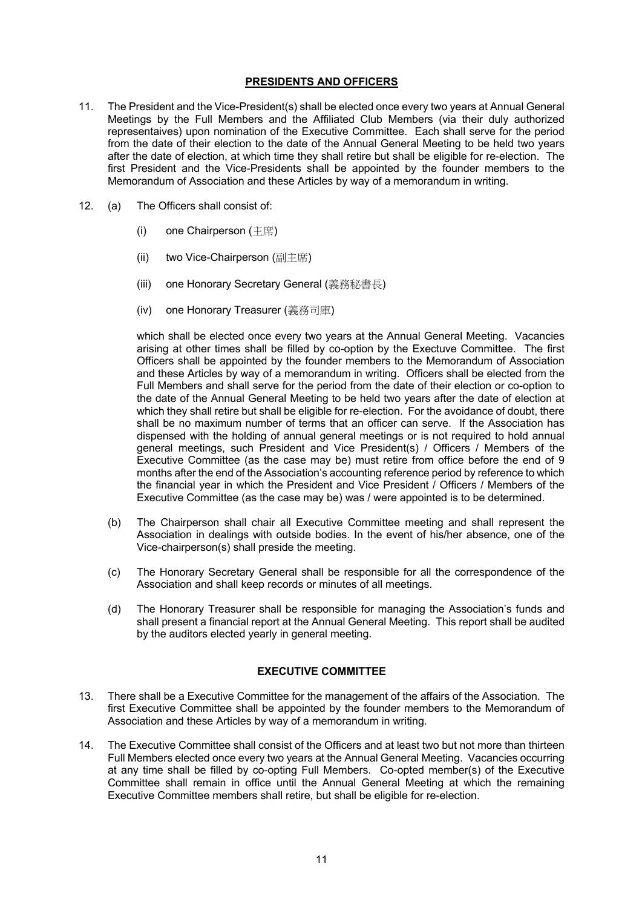## PRESIDENTS AND OFFICERS

11. The President and the Vice-President(s) shall be elected once every two years at Annual General Meetings by the Full Members and the Affiliated Club Members (via their duly authorized representaives) upon nomination of the Executive Committee. Each shall serve for the period from the date of their election to the date of the Annual General Meeting to be held two years after the date of election, at which time they shall retire but shall be eligible for re-election. The first President and the Vice-Presidents shall be appointed by the founder members to the Memorandum of Association and these Articles by way of a memorandum in writing.

12. (a) The Officers shall consist of:

    (i) one Chairperson (主席)

    (ii) two Vice-Chairperson (副主席)

    (iii) one Honorary Secretary General (義務秘書長)

    (iv) one Honorary Treasurer (義務司庫)

    which shall be elected once every two years at the Annual General Meeting. Vacancies arising at other times shall be filled by co-option by the Exectuve Committee. The first Officers shall be appointed by the founder members to the Memorandum of Association and these Articles by way of a memorandum in writing. Officers shall be elected from the Full Members and shall serve for the period from the date of their election or co-option to the date of the Annual General Meeting to be held two years after the date of election at which they shall retire but shall be eligible for re-election. For the avoidance of doubt, there shall be no maximum number of terms that an officer can serve. If the Association has dispensed with the holding of annual general meetings or is not required to hold annual general meetings, such President and Vice President(s) / Officers / Members of the Executive Committee (as the case may be) must retire from office before the end of 9 months after the end of the Association's accounting reference period by reference to which the financial year in which the President and Vice President / Officers / Members of the Executive Committee (as the case may be) was / were appointed is to be determined.

    (b) The Chairperson shall chair all Executive Committee meeting and shall represent the Association in dealings with outside bodies. In the event of his/her absence, one of the Vice-chairperson(s) shall preside the meeting.

    (c) The Honorary Secretary General shall be responsible for all the correspondence of the Association and shall keep records or minutes of all meetings.

    (d) The Honorary Treasurer shall be responsible for managing the Association's funds and shall present a financial report at the Annual General Meeting. This report shall be audited by the auditors elected yearly in general meeting.

## EXECUTIVE COMMITTEE

13. There shall be a Executive Committee for the management of the affairs of the Association. The first Executive Committee shall be appointed by the founder members to the Memorandum of Association and these Articles by way of a memorandum in writing.

14. The Executive Committee shall consist of the Officers and at least two but not more than thirteen Full Members elected once every two years at the Annual General Meeting. Vacancies occurring at any time shall be filled by co-opting Full Members. Co-opted member(s) of the Executive Committee shall remain in office until the Annual General Meeting at which the remaining Executive Committee members shall retire, but shall be eligible for re-election.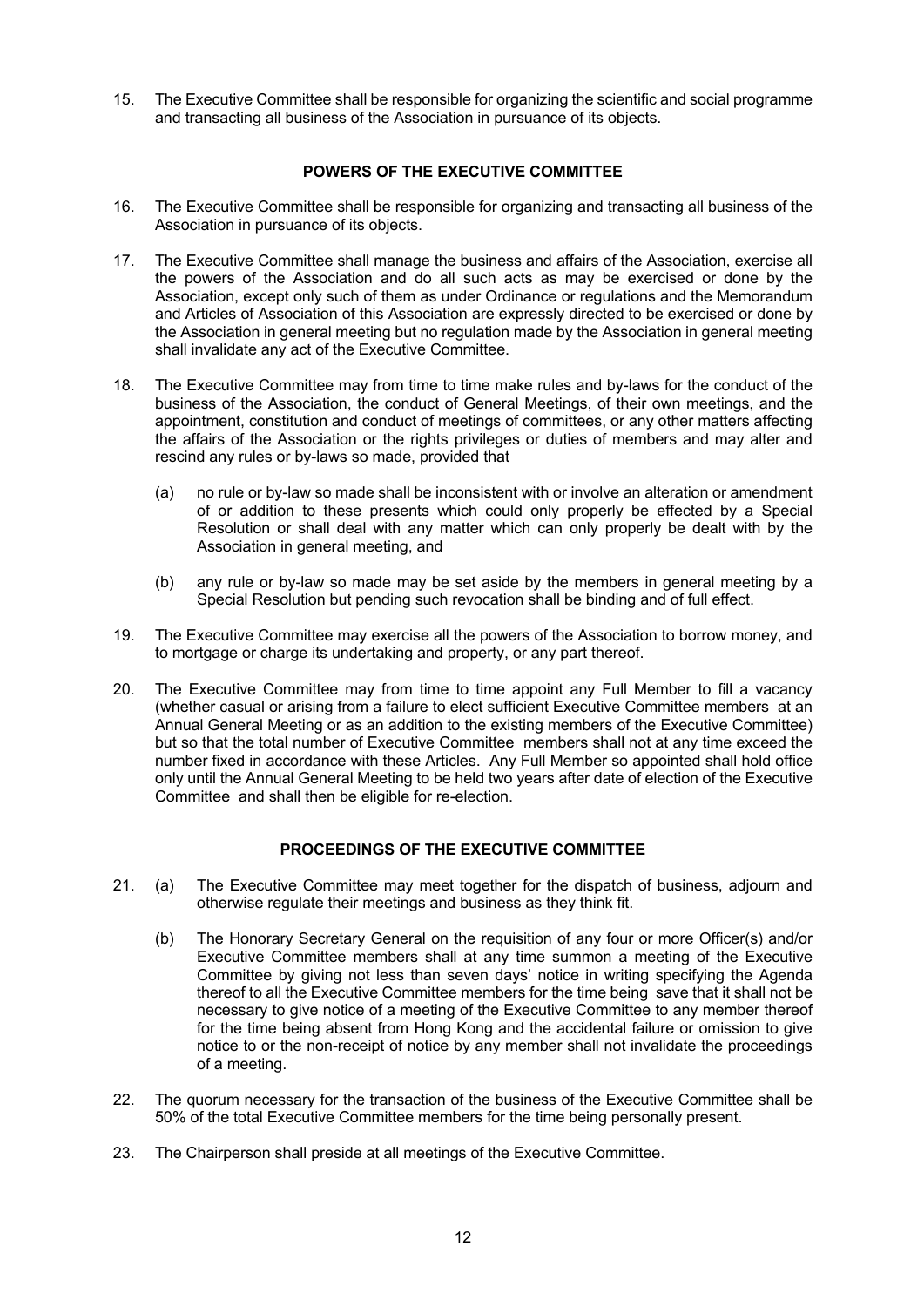15. The Executive Committee shall be responsible for organizing the scientific and social programme and transacting all business of the Association in pursuance of its objects.

## POWERS OF THE EXECUTIVE COMMITTEE

16. The Executive Committee shall be responsible for organizing and transacting all business of the Association in pursuance of its objects.

17. The Executive Committee shall manage the business and affairs of the Association, exercise all the powers of the Association and do all such acts as may be exercised or done by the Association, except only such of them as under Ordinance or regulations and the Memorandum and Articles of Association of this Association are expressly directed to be exercised or done by the Association in general meeting but no regulation made by the Association in general meeting shall invalidate any act of the Executive Committee.

18. The Executive Committee may from time to time make rules and by-laws for the conduct of the business of the Association, the conduct of General Meetings, of their own meetings, and the appointment, constitution and conduct of meetings of committees, or any other matters affecting the affairs of the Association or the rights privileges or duties of members and may alter and rescind any rules or by-laws so made, provided that

    (a) no rule or by-law so made shall be inconsistent with or involve an alteration or amendment of or addition to these presents which could only properly be effected by a Special Resolution or shall deal with any matter which can only properly be dealt with by the Association in general meeting, and

    (b) any rule or by-law so made may be set aside by the members in general meeting by a Special Resolution but pending such revocation shall be binding and of full effect.

19. The Executive Committee may exercise all the powers of the Association to borrow money, and to mortgage or charge its undertaking and property, or any part thereof.

20. The Executive Committee may from time to time appoint any Full Member to fill a vacancy (whether casual or arising from a failure to elect sufficient Executive Committee members at an Annual General Meeting or as an addition to the existing members of the Executive Committee) but so that the total number of Executive Committee members shall not at any time exceed the number fixed in accordance with these Articles. Any Full Member so appointed shall hold office only until the Annual General Meeting to be held two years after date of election of the Executive Committee and shall then be eligible for re-election.

## PROCEEDINGS OF THE EXECUTIVE COMMITTEE

21. (a) The Executive Committee may meet together for the dispatch of business, adjourn and otherwise regulate their meetings and business as they think fit.

    (b) The Honorary Secretary General on the requisition of any four or more Officer(s) and/or Executive Committee members shall at any time summon a meeting of the Executive Committee by giving not less than seven days' notice in writing specifying the Agenda thereof to all the Executive Committee members for the time being save that it shall not be necessary to give notice of a meeting of the Executive Committee to any member thereof for the time being absent from Hong Kong and the accidental failure or omission to give notice to or the non-receipt of notice by any member shall not invalidate the proceedings of a meeting.

22. The quorum necessary for the transaction of the business of the Executive Committee shall be 50% of the total Executive Committee members for the time being personally present.

23. The Chairperson shall preside at all meetings of the Executive Committee.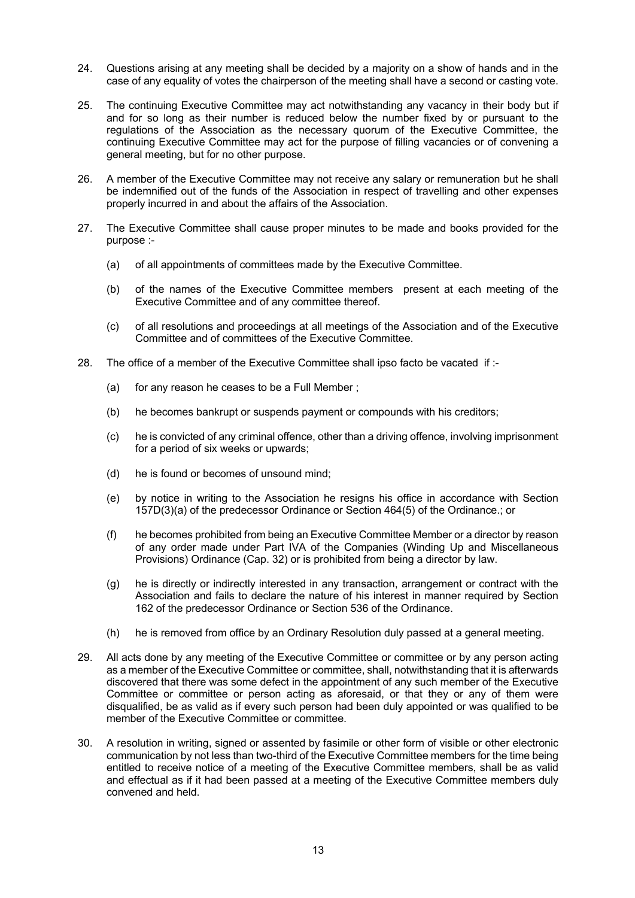24. Questions arising at any meeting shall be decided by a majority on a show of hands and in the case of any equality of votes the chairperson of the meeting shall have a second or casting vote.

25. The continuing Executive Committee may act notwithstanding any vacancy in their body but if and for so long as their number is reduced below the number fixed by or pursuant to the regulations of the Association as the necessary quorum of the Executive Committee, the continuing Executive Committee may act for the purpose of filling vacancies or of convening a general meeting, but for no other purpose.

26. A member of the Executive Committee may not receive any salary or remuneration but he shall be indemnified out of the funds of the Association in respect of travelling and other expenses properly incurred in and about the affairs of the Association.

27. The Executive Committee shall cause proper minutes to be made and books provided for the purpose :-

    (a) of all appointments of committees made by the Executive Committee.

    (b) of the names of the Executive Committee members present at each meeting of the Executive Committee and of any committee thereof.

    (c) of all resolutions and proceedings at all meetings of the Association and of the Executive Committee and of committees of the Executive Committee.

28. The office of a member of the Executive Committee shall ipso facto be vacated if :-

    (a) for any reason he ceases to be a Full Member ;

    (b) he becomes bankrupt or suspends payment or compounds with his creditors;

    (c) he is convicted of any criminal offence, other than a driving offence, involving imprisonment for a period of six weeks or upwards;

    (d) he is found or becomes of unsound mind;

    (e) by notice in writing to the Association he resigns his office in accordance with Section 157D(3)(a) of the predecessor Ordinance or Section 464(5) of the Ordinance.; or

    (f) he becomes prohibited from being an Executive Committee Member or a director by reason of any order made under Part IVA of the Companies (Winding Up and Miscellaneous Provisions) Ordinance (Cap. 32) or is prohibited from being a director by law.

    (g) he is directly or indirectly interested in any transaction, arrangement or contract with the Association and fails to declare the nature of his interest in manner required by Section 162 of the predecessor Ordinance or Section 536 of the Ordinance.

    (h) he is removed from office by an Ordinary Resolution duly passed at a general meeting.

29. All acts done by any meeting of the Executive Committee or committee or by any person acting as a member of the Executive Committee or committee, shall, notwithstanding that it is afterwards discovered that there was some defect in the appointment of any such member of the Executive Committee or committee or person acting as aforesaid, or that they or any of them were disqualified, be as valid as if every such person had been duly appointed or was qualified to be member of the Executive Committee or committee.

30. A resolution in writing, signed or assented by fasimile or other form of visible or other electronic communication by not less than two-third of the Executive Committee members for the time being entitled to receive notice of a meeting of the Executive Committee members, shall be as valid and effectual as if it had been passed at a meeting of the Executive Committee members duly convened and held.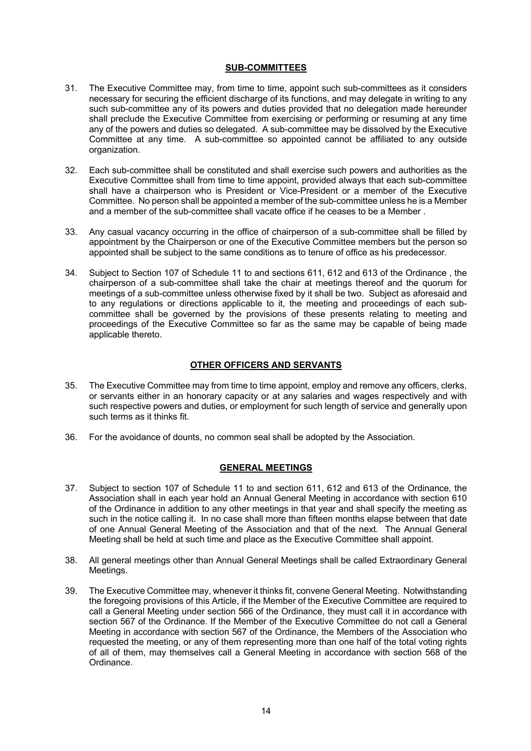## SUB-COMMITTEES

31. The Executive Committee may, from time to time, appoint such sub-committees as it considers necessary for securing the efficient discharge of its functions, and may delegate in writing to any such sub-committee any of its powers and duties provided that no delegation made hereunder shall preclude the Executive Committee from exercising or performing or resuming at any time any of the powers and duties so delegated. A sub-committee may be dissolved by the Executive Committee at any time. A sub-committee so appointed cannot be affiliated to any outside organization.

32. Each sub-committee shall be constituted and shall exercise such powers and authorities as the Executive Committee shall from time to time appoint, provided always that each sub-committee shall have a chairperson who is President or Vice-President or a member of the Executive Committee. No person shall be appointed a member of the sub-committee unless he is a Member and a member of the sub-committee shall vacate office if he ceases to be a Member .

33. Any casual vacancy occurring in the office of chairperson of a sub-committee shall be filled by appointment by the Chairperson or one of the Executive Committee members but the person so appointed shall be subject to the same conditions as to tenure of office as his predecessor.

34. Subject to Section 107 of Schedule 11 to and sections 611, 612 and 613 of the Ordinance , the chairperson of a sub-committee shall take the chair at meetings thereof and the quorum for meetings of a sub-committee unless otherwise fixed by it shall be two. Subject as aforesaid and to any regulations or directions applicable to it, the meeting and proceedings of each sub-committee shall be governed by the provisions of these presents relating to meeting and proceedings of the Executive Committee so far as the same may be capable of being made applicable thereto.

## OTHER OFFICERS AND SERVANTS

35. The Executive Committee may from time to time appoint, employ and remove any officers, clerks, or servants either in an honorary capacity or at any salaries and wages respectively and with such respective powers and duties, or employment for such length of service and generally upon such terms as it thinks fit.

36. For the avoidance of dounts, no common seal shall be adopted by the Association.

## GENERAL MEETINGS

37. Subject to section 107 of Schedule 11 to and section 611, 612 and 613 of the Ordinance, the Association shall in each year hold an Annual General Meeting in accordance with section 610 of the Ordinance in addition to any other meetings in that year and shall specify the meeting as such in the notice calling it. In no case shall more than fifteen months elapse between that date of one Annual General Meeting of the Association and that of the next. The Annual General Meeting shall be held at such time and place as the Executive Committee shall appoint.

38. All general meetings other than Annual General Meetings shall be called Extraordinary General Meetings.

39. The Executive Committee may, whenever it thinks fit, convene General Meeting. Notwithstanding the foregoing provisions of this Article, if the Member of the Executive Committee are required to call a General Meeting under section 566 of the Ordinance, they must call it in accordance with section 567 of the Ordinance. If the Member of the Executive Committee do not call a General Meeting in accordance with section 567 of the Ordinance, the Members of the Association who requested the meeting, or any of them representing more than one half of the total voting rights of all of them, may themselves call a General Meeting in accordance with section 568 of the Ordinance.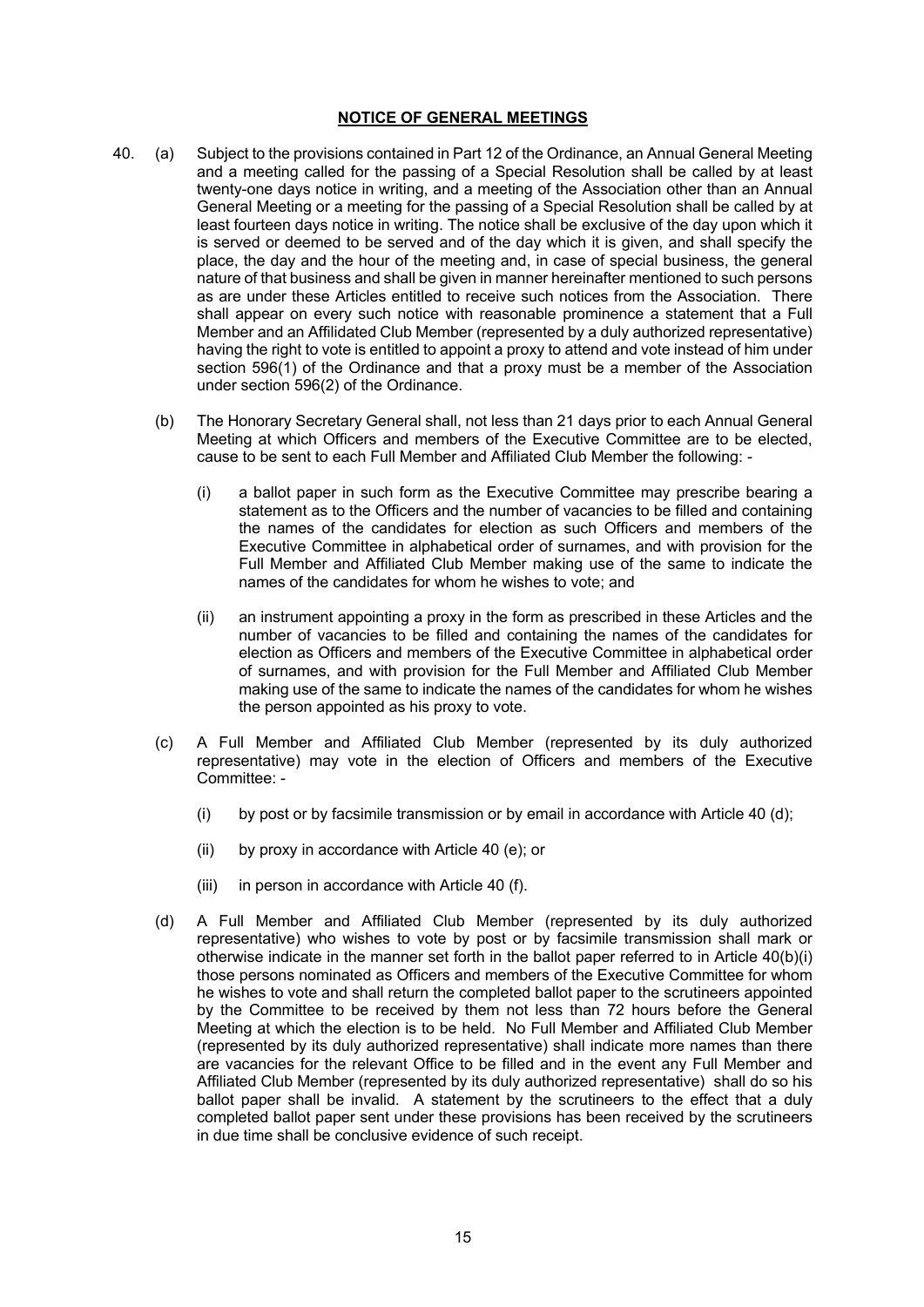## NOTICE OF GENERAL MEETINGS

40. (a) Subject to the provisions contained in Part 12 of the Ordinance, an Annual General Meeting and a meeting called for the passing of a Special Resolution shall be called by at least twenty-one days notice in writing, and a meeting of the Association other than an Annual General Meeting or a meeting for the passing of a Special Resolution shall be called by at least fourteen days notice in writing. The notice shall be exclusive of the day upon which it is served or deemed to be served and of the day which it is given, and shall specify the place, the day and the hour of the meeting and, in case of special business, the general nature of that business and shall be given in manner hereinafter mentioned to such persons as are under these Articles entitled to receive such notices from the Association. There shall appear on every such notice with reasonable prominence a statement that a Full Member and an Affilidated Club Member (represented by a duly authorized representative) having the right to vote is entitled to appoint a proxy to attend and vote instead of him under section 596(1) of the Ordinance and that a proxy must be a member of the Association under section 596(2) of the Ordinance.

(b) The Honorary Secretary General shall, not less than 21 days prior to each Annual General Meeting at which Officers and members of the Executive Committee are to be elected, cause to be sent to each Full Member and Affiliated Club Member the following: -

(i) a ballot paper in such form as the Executive Committee may prescribe bearing a statement as to the Officers and the number of vacancies to be filled and containing the names of the candidates for election as such Officers and members of the Executive Committee in alphabetical order of surnames, and with provision for the Full Member and Affiliated Club Member making use of the same to indicate the names of the candidates for whom he wishes to vote; and

(ii) an instrument appointing a proxy in the form as prescribed in these Articles and the number of vacancies to be filled and containing the names of the candidates for election as Officers and members of the Executive Committee in alphabetical order of surnames, and with provision for the Full Member and Affiliated Club Member making use of the same to indicate the names of the candidates for whom he wishes the person appointed as his proxy to vote.

(c) A Full Member and Affiliated Club Member (represented by its duly authorized representative) may vote in the election of Officers and members of the Executive Committee: -

(i) by post or by facsimile transmission or by email in accordance with Article 40 (d);

(ii) by proxy in accordance with Article 40 (e); or

(iii) in person in accordance with Article 40 (f).

(d) A Full Member and Affiliated Club Member (represented by its duly authorized representative) who wishes to vote by post or by facsimile transmission shall mark or otherwise indicate in the manner set forth in the ballot paper referred to in Article 40(b)(i) those persons nominated as Officers and members of the Executive Committee for whom he wishes to vote and shall return the completed ballot paper to the scrutineers appointed by the Committee to be received by them not less than 72 hours before the General Meeting at which the election is to be held. No Full Member and Affiliated Club Member (represented by its duly authorized representative) shall indicate more names than there are vacancies for the relevant Office to be filled and in the event any Full Member and Affiliated Club Member (represented by its duly authorized representative) shall do so his ballot paper shall be invalid. A statement by the scrutineers to the effect that a duly completed ballot paper sent under these provisions has been received by the scrutineers in due time shall be conclusive evidence of such receipt.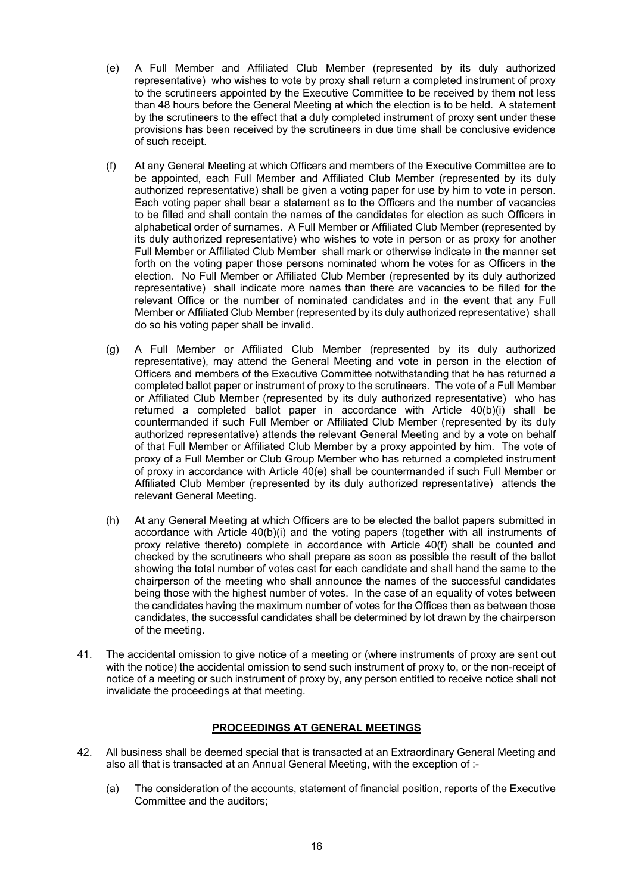(e) A Full Member and Affiliated Club Member (represented by its duly authorized representative) who wishes to vote by proxy shall return a completed instrument of proxy to the scrutineers appointed by the Executive Committee to be received by them not less than 48 hours before the General Meeting at which the election is to be held. A statement by the scrutineers to the effect that a duly completed instrument of proxy sent under these provisions has been received by the scrutineers in due time shall be conclusive evidence of such receipt.

(f) At any General Meeting at which Officers and members of the Executive Committee are to be appointed, each Full Member and Affiliated Club Member (represented by its duly authorized representative) shall be given a voting paper for use by him to vote in person. Each voting paper shall bear a statement as to the Officers and the number of vacancies to be filled and shall contain the names of the candidates for election as such Officers in alphabetical order of surnames. A Full Member or Affiliated Club Member (represented by its duly authorized representative) who wishes to vote in person or as proxy for another Full Member or Affiliated Club Member shall mark or otherwise indicate in the manner set forth on the voting paper those persons nominated whom he votes for as Officers in the election. No Full Member or Affiliated Club Member (represented by its duly authorized representative) shall indicate more names than there are vacancies to be filled for the relevant Office or the number of nominated candidates and in the event that any Full Member or Affiliated Club Member (represented by its duly authorized representative) shall do so his voting paper shall be invalid.

(g) A Full Member or Affiliated Club Member (represented by its duly authorized representative), may attend the General Meeting and vote in person in the election of Officers and members of the Executive Committee notwithstanding that he has returned a completed ballot paper or instrument of proxy to the scrutineers. The vote of a Full Member or Affiliated Club Member (represented by its duly authorized representative) who has returned a completed ballot paper in accordance with Article 40(b)(i) shall be countermanded if such Full Member or Affiliated Club Member (represented by its duly authorized representative) attends the relevant General Meeting and by a vote on behalf of that Full Member or Affiliated Club Member by a proxy appointed by him. The vote of proxy of a Full Member or Club Group Member who has returned a completed instrument of proxy in accordance with Article 40(e) shall be countermanded if such Full Member or Affiliated Club Member (represented by its duly authorized representative) attends the relevant General Meeting.

(h) At any General Meeting at which Officers are to be elected the ballot papers submitted in accordance with Article 40(b)(i) and the voting papers (together with all instruments of proxy relative thereto) complete in accordance with Article 40(f) shall be counted and checked by the scrutineers who shall prepare as soon as possible the result of the ballot showing the total number of votes cast for each candidate and shall hand the same to the chairperson of the meeting who shall announce the names of the successful candidates being those with the highest number of votes. In the case of an equality of votes between the candidates having the maximum number of votes for the Offices then as between those candidates, the successful candidates shall be determined by lot drawn by the chairperson of the meeting.

41. The accidental omission to give notice of a meeting or (where instruments of proxy are sent out with the notice) the accidental omission to send such instrument of proxy to, or the non-receipt of notice of a meeting or such instrument of proxy by, any person entitled to receive notice shall not invalidate the proceedings at that meeting.

## **PROCEEDINGS AT GENERAL MEETINGS**

42. All business shall be deemed special that is transacted at an Extraordinary General Meeting and also all that is transacted at an Annual General Meeting, with the exception of :-

(a) The consideration of the accounts, statement of financial position, reports of the Executive Committee and the auditors;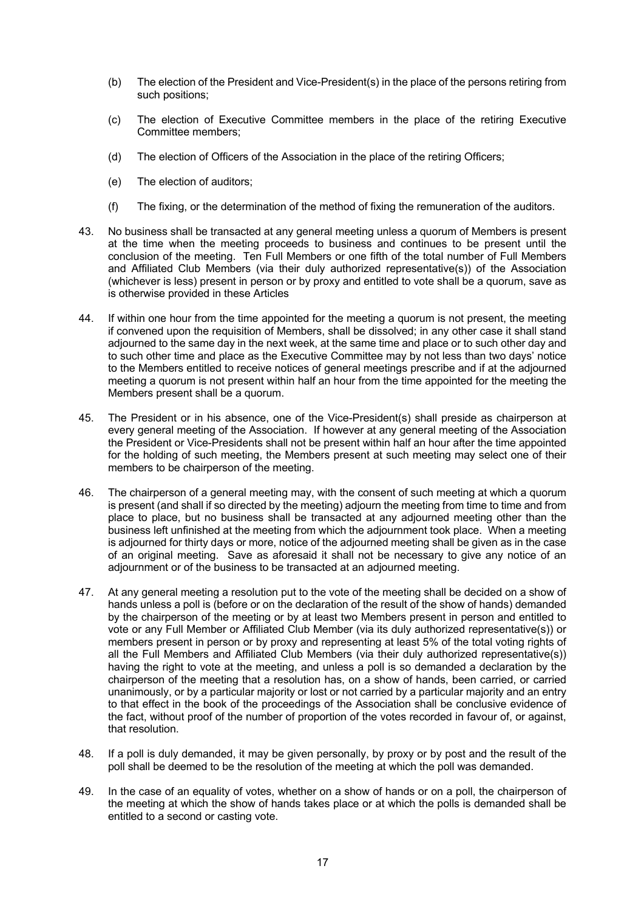(b) The election of the President and Vice-President(s) in the place of the persons retiring from such positions;

(c) The election of Executive Committee members in the place of the retiring Executive Committee members;

(d) The election of Officers of the Association in the place of the retiring Officers;

(e) The election of auditors;

(f) The fixing, or the determination of the method of fixing the remuneration of the auditors.

43. No business shall be transacted at any general meeting unless a quorum of Members is present at the time when the meeting proceeds to business and continues to be present until the conclusion of the meeting. Ten Full Members or one fifth of the total number of Full Members and Affiliated Club Members (via their duly authorized representative(s)) of the Association (whichever is less) present in person or by proxy and entitled to vote shall be a quorum, save as is otherwise provided in these Articles

44. If within one hour from the time appointed for the meeting a quorum is not present, the meeting if convened upon the requisition of Members, shall be dissolved; in any other case it shall stand adjourned to the same day in the next week, at the same time and place or to such other day and to such other time and place as the Executive Committee may by not less than two days' notice to the Members entitled to receive notices of general meetings prescribe and if at the adjourned meeting a quorum is not present within half an hour from the time appointed for the meeting the Members present shall be a quorum.

45. The President or in his absence, one of the Vice-President(s) shall preside as chairperson at every general meeting of the Association. If however at any general meeting of the Association the President or Vice-Presidents shall not be present within half an hour after the time appointed for the holding of such meeting, the Members present at such meeting may select one of their members to be chairperson of the meeting.

46. The chairperson of a general meeting may, with the consent of such meeting at which a quorum is present (and shall if so directed by the meeting) adjourn the meeting from time to time and from place to place, but no business shall be transacted at any adjourned meeting other than the business left unfinished at the meeting from which the adjournment took place. When a meeting is adjourned for thirty days or more, notice of the adjourned meeting shall be given as in the case of an original meeting. Save as aforesaid it shall not be necessary to give any notice of an adjournment or of the business to be transacted at an adjourned meeting.

47. At any general meeting a resolution put to the vote of the meeting shall be decided on a show of hands unless a poll is (before or on the declaration of the result of the show of hands) demanded by the chairperson of the meeting or by at least two Members present in person and entitled to vote or any Full Member or Affiliated Club Member (via its duly authorized representative(s)) or members present in person or by proxy and representing at least 5% of the total voting rights of all the Full Members and Affiliated Club Members (via their duly authorized representative(s)) having the right to vote at the meeting, and unless a poll is so demanded a declaration by the chairperson of the meeting that a resolution has, on a show of hands, been carried, or carried unanimously, or by a particular majority or lost or not carried by a particular majority and an entry to that effect in the book of the proceedings of the Association shall be conclusive evidence of the fact, without proof of the number of proportion of the votes recorded in favour of, or against, that resolution.

48. If a poll is duly demanded, it may be given personally, by proxy or by post and the result of the poll shall be deemed to be the resolution of the meeting at which the poll was demanded.

49. In the case of an equality of votes, whether on a show of hands or on a poll, the chairperson of the meeting at which the show of hands takes place or at which the polls is demanded shall be entitled to a second or casting vote.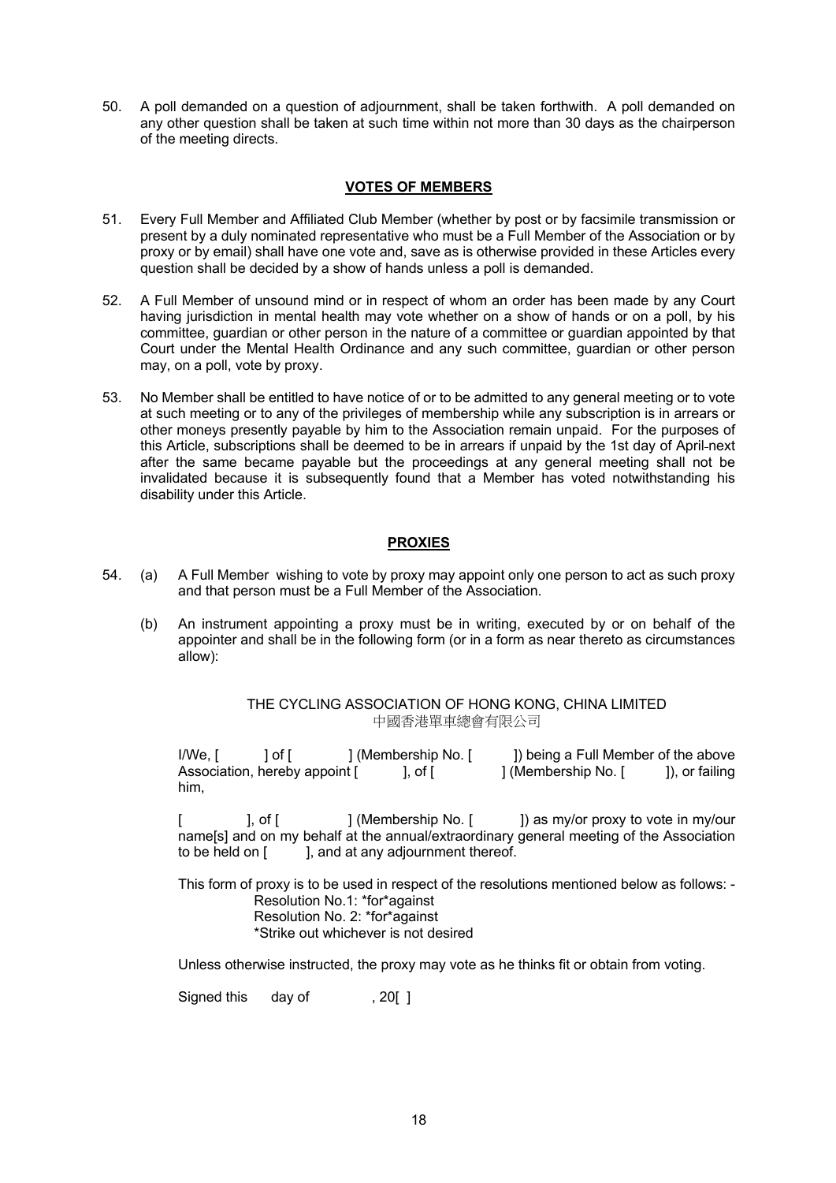50. A poll demanded on a question of adjournment, shall be taken forthwith. A poll demanded on any other question shall be taken at such time within not more than 30 days as the chairperson of the meeting directs.

## VOTES OF MEMBERS

51. Every Full Member and Affiliated Club Member (whether by post or by facsimile transmission or present by a duly nominated representative who must be a Full Member of the Association or by proxy or by email) shall have one vote and, save as is otherwise provided in these Articles every question shall be decided by a show of hands unless a poll is demanded.

52. A Full Member of unsound mind or in respect of whom an order has been made by any Court having jurisdiction in mental health may vote whether on a show of hands or on a poll, by his committee, guardian or other person in the nature of a committee or guardian appointed by that Court under the Mental Health Ordinance and any such committee, guardian or other person may, on a poll, vote by proxy.

53. No Member shall be entitled to have notice of or to be admitted to any general meeting or to vote at such meeting or to any of the privileges of membership while any subscription is in arrears or other moneys presently payable by him to the Association remain unpaid. For the purposes of this Article, subscriptions shall be deemed to be in arrears if unpaid by the 1st day of April next after the same became payable but the proceedings at any general meeting shall not be invalidated because it is subsequently found that a Member has voted notwithstanding his disability under this Article.

## PROXIES

54. (a) A Full Member wishing to vote by proxy may appoint only one person to act as such proxy and that person must be a Full Member of the Association.

    (b) An instrument appointing a proxy must be in writing, executed by or on behalf of the appointer and shall be in the following form (or in a form as near thereto as circumstances allow):

THE CYCLING ASSOCIATION OF HONG KONG, CHINA LIMITED
中國香港單車總會有限公司

I/We, [ ] of [ ] (Membership No. [ ]) being a Full Member of the above Association, hereby appoint [ ], of [ ] (Membership No. [ ]), or failing him,

[ ], of [ ] (Membership No. [ ]) as my/or proxy to vote in my/our name[s] and on my behalf at the annual/extraordinary general meeting of the Association to be held on [ ], and at any adjournment thereof.

This form of proxy is to be used in respect of the resolutions mentioned below as follows: -
Resolution No.1: *for*against
Resolution No. 2: *for*against
*Strike out whichever is not desired

Unless otherwise instructed, the proxy may vote as he thinks fit or obtain from voting.

Signed this day of , 20[ ]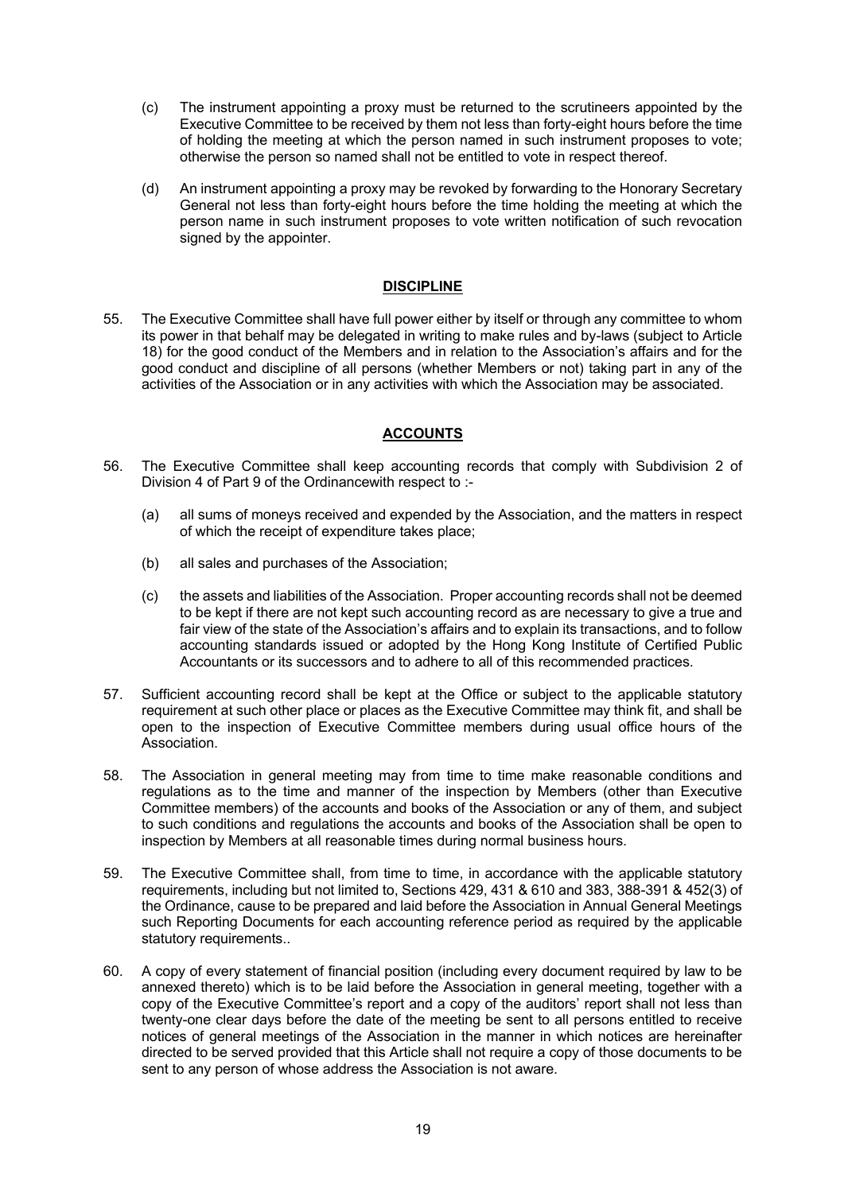(c) The instrument appointing a proxy must be returned to the scrutineers appointed by the Executive Committee to be received by them not less than forty-eight hours before the time of holding the meeting at which the person named in such instrument proposes to vote; otherwise the person so named shall not be entitled to vote in respect thereof.

(d) An instrument appointing a proxy may be revoked by forwarding to the Honorary Secretary General not less than forty-eight hours before the time holding the meeting at which the person name in such instrument proposes to vote written notification of such revocation signed by the appointer.

## DISCIPLINE

55. The Executive Committee shall have full power either by itself or through any committee to whom its power in that behalf may be delegated in writing to make rules and by-laws (subject to Article 18) for the good conduct of the Members and in relation to the Association's affairs and for the good conduct and discipline of all persons (whether Members or not) taking part in any of the activities of the Association or in any activities with which the Association may be associated.

## ACCOUNTS

56. The Executive Committee shall keep accounting records that comply with Subdivision 2 of Division 4 of Part 9 of the Ordinancewith respect to :-

    (a) all sums of moneys received and expended by the Association, and the matters in respect of which the receipt of expenditure takes place;

    (b) all sales and purchases of the Association;

    (c) the assets and liabilities of the Association. Proper accounting records shall not be deemed to be kept if there are not kept such accounting record as are necessary to give a true and fair view of the state of the Association's affairs and to explain its transactions, and to follow accounting standards issued or adopted by the Hong Kong Institute of Certified Public Accountants or its successors and to adhere to all of this recommended practices.

57. Sufficient accounting record shall be kept at the Office or subject to the applicable statutory requirement at such other place or places as the Executive Committee may think fit, and shall be open to the inspection of Executive Committee members during usual office hours of the Association.

58. The Association in general meeting may from time to time make reasonable conditions and regulations as to the time and manner of the inspection by Members (other than Executive Committee members) of the accounts and books of the Association or any of them, and subject to such conditions and regulations the accounts and books of the Association shall be open to inspection by Members at all reasonable times during normal business hours.

59. The Executive Committee shall, from time to time, in accordance with the applicable statutory requirements, including but not limited to, Sections 429, 431 & 610 and 383, 388-391 & 452(3) of the Ordinance, cause to be prepared and laid before the Association in Annual General Meetings such Reporting Documents for each accounting reference period as required by the applicable statutory requirements..

60. A copy of every statement of financial position (including every document required by law to be annexed thereto) which is to be laid before the Association in general meeting, together with a copy of the Executive Committee's report and a copy of the auditors' report shall not less than twenty-one clear days before the date of the meeting be sent to all persons entitled to receive notices of general meetings of the Association in the manner in which notices are hereinafter directed to be served provided that this Article shall not require a copy of those documents to be sent to any person of whose address the Association is not aware.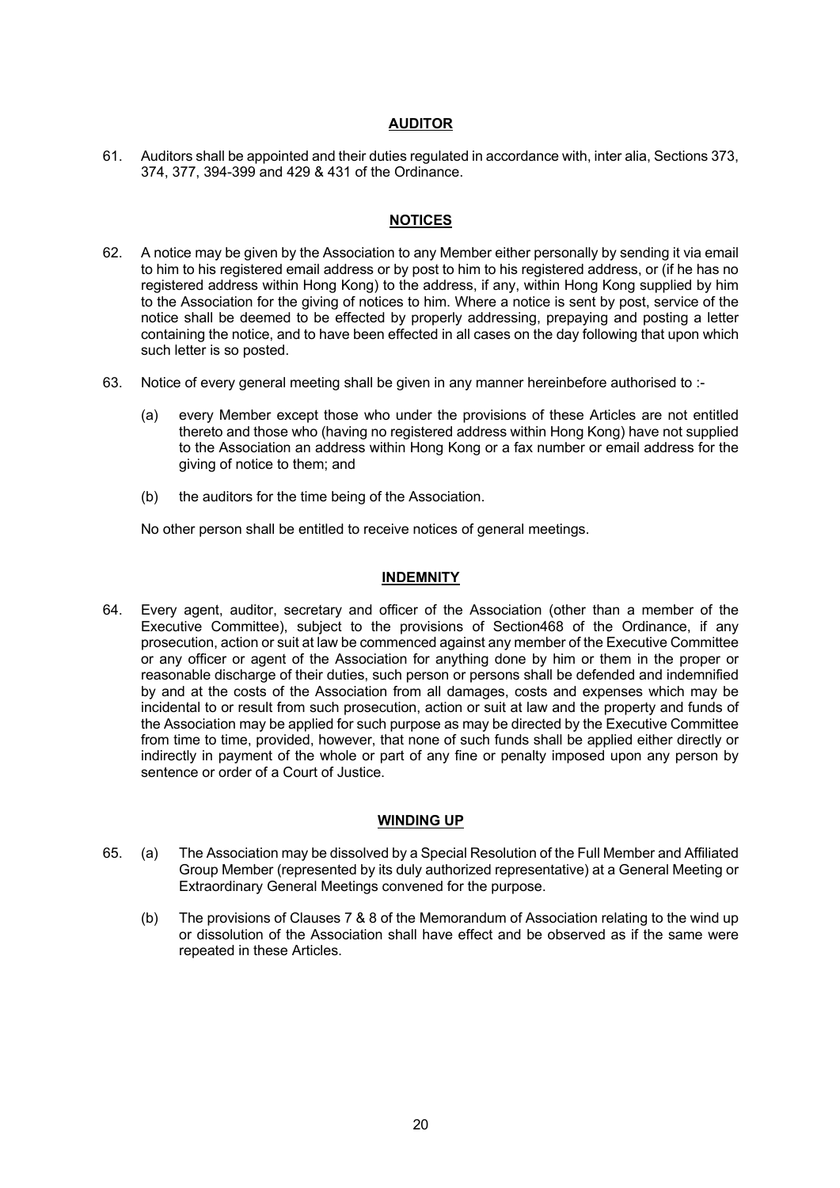## AUDITOR

61. Auditors shall be appointed and their duties regulated in accordance with, inter alia, Sections 373, 374, 377, 394-399 and 429 & 431 of the Ordinance.

## NOTICES

62. A notice may be given by the Association to any Member either personally by sending it via email to him to his registered email address or by post to him to his registered address, or (if he has no registered address within Hong Kong) to the address, if any, within Hong Kong supplied by him to the Association for the giving of notices to him. Where a notice is sent by post, service of the notice shall be deemed to be effected by properly addressing, prepaying and posting a letter containing the notice, and to have been effected in all cases on the day following that upon which such letter is so posted.

63. Notice of every general meeting shall be given in any manner hereinbefore authorised to :-

    (a) every Member except those who under the provisions of these Articles are not entitled thereto and those who (having no registered address within Hong Kong) have not supplied to the Association an address within Hong Kong or a fax number or email address for the giving of notice to them; and

    (b) the auditors for the time being of the Association.

    No other person shall be entitled to receive notices of general meetings.

## INDEMNITY

64. Every agent, auditor, secretary and officer of the Association (other than a member of the Executive Committee), subject to the provisions of Section468 of the Ordinance, if any prosecution, action or suit at law be commenced against any member of the Executive Committee or any officer or agent of the Association for anything done by him or them in the proper or reasonable discharge of their duties, such person or persons shall be defended and indemnified by and at the costs of the Association from all damages, costs and expenses which may be incidental to or result from such prosecution, action or suit at law and the property and funds of the Association may be applied for such purpose as may be directed by the Executive Committee from time to time, provided, however, that none of such funds shall be applied either directly or indirectly in payment of the whole or part of any fine or penalty imposed upon any person by sentence or order of a Court of Justice.

## WINDING UP

65. (a) The Association may be dissolved by a Special Resolution of the Full Member and Affiliated Group Member (represented by its duly authorized representative) at a General Meeting or Extraordinary General Meetings convened for the purpose.

    (b) The provisions of Clauses 7 & 8 of the Memorandum of Association relating to the wind up or dissolution of the Association shall have effect and be observed as if the same were repeated in these Articles.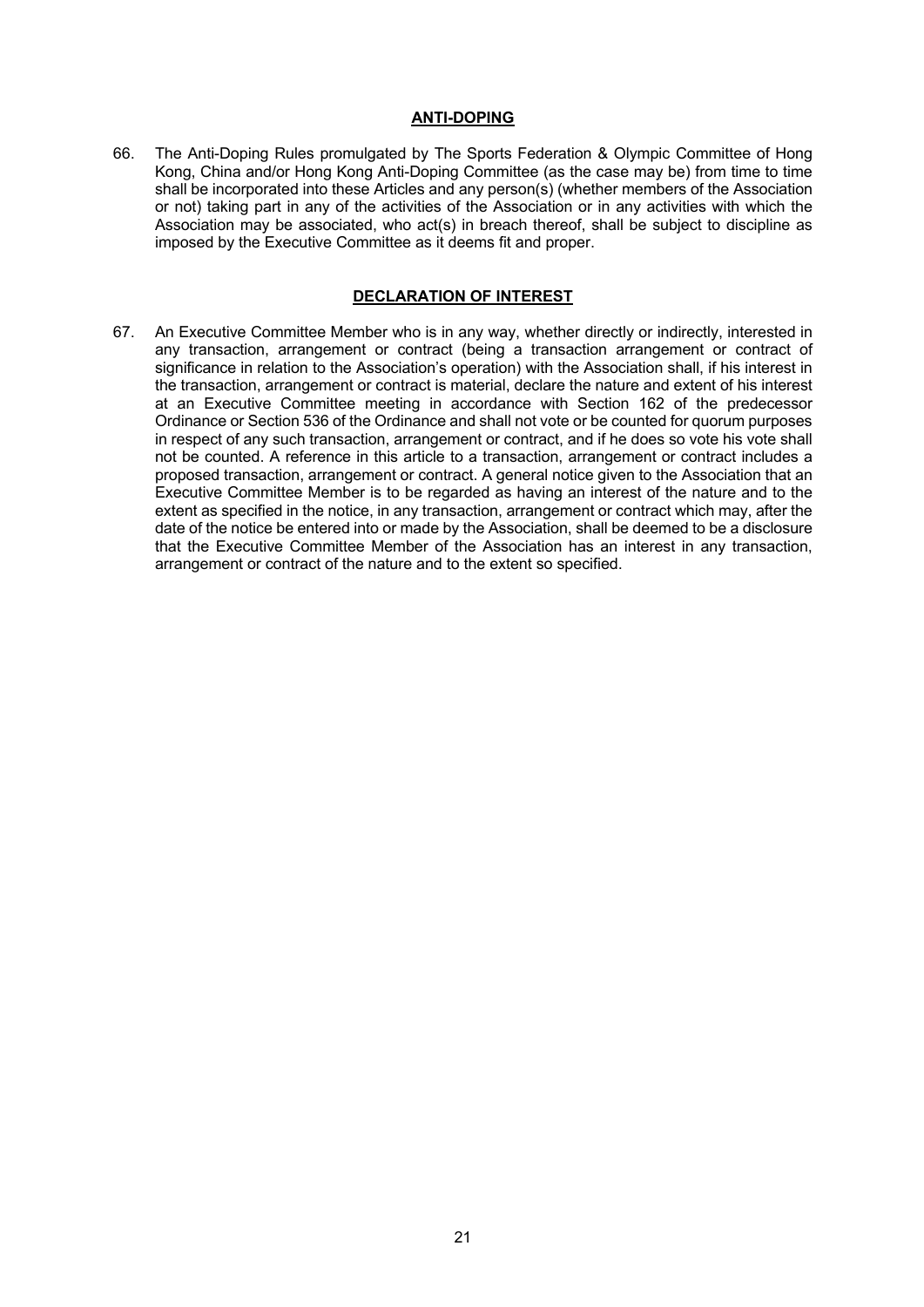## ANTI-DOPING

66. The Anti-Doping Rules promulgated by The Sports Federation & Olympic Committee of Hong Kong, China and/or Hong Kong Anti-Doping Committee (as the case may be) from time to time shall be incorporated into these Articles and any person(s) (whether members of the Association or not) taking part in any of the activities of the Association or in any activities with which the Association may be associated, who act(s) in breach thereof, shall be subject to discipline as imposed by the Executive Committee as it deems fit and proper.

## DECLARATION OF INTEREST

67. An Executive Committee Member who is in any way, whether directly or indirectly, interested in any transaction, arrangement or contract (being a transaction arrangement or contract of significance in relation to the Association's operation) with the Association shall, if his interest in the transaction, arrangement or contract is material, declare the nature and extent of his interest at an Executive Committee meeting in accordance with Section 162 of the predecessor Ordinance or Section 536 of the Ordinance and shall not vote or be counted for quorum purposes in respect of any such transaction, arrangement or contract, and if he does so vote his vote shall not be counted. A reference in this article to a transaction, arrangement or contract includes a proposed transaction, arrangement or contract. A general notice given to the Association that an Executive Committee Member is to be regarded as having an interest of the nature and to the extent as specified in the notice, in any transaction, arrangement or contract which may, after the date of the notice be entered into or made by the Association, shall be deemed to be a disclosure that the Executive Committee Member of the Association has an interest in any transaction, arrangement or contract of the nature and to the extent so specified.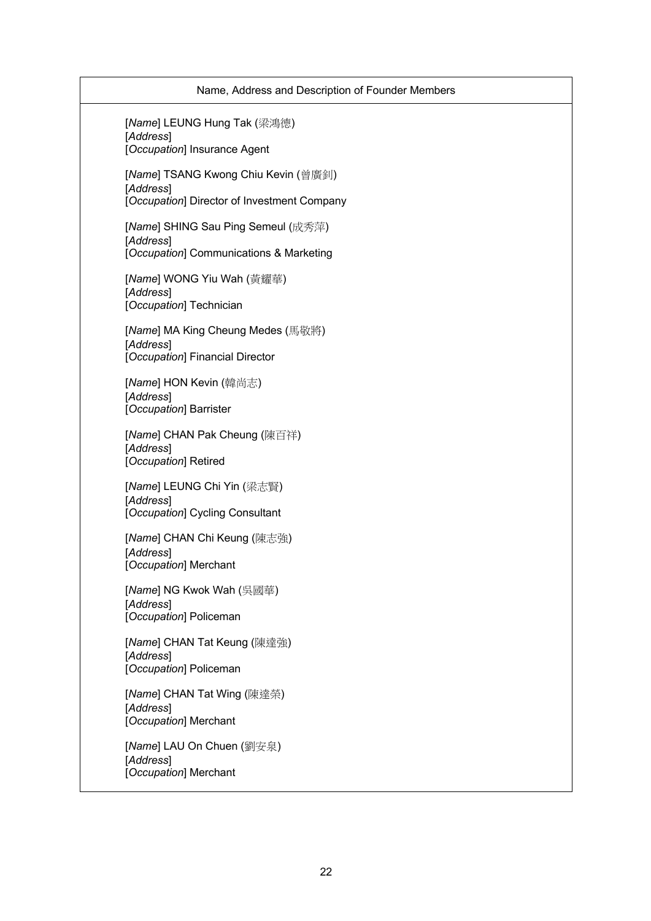| Name, Address and Description of Founder Members |
|---|
| [*Name*] LEUNG Hung Tak (梁鴻德)<br>[*Address*]<br>[*Occupation*] Insurance Agent<br><br>[*Name*] TSANG Kwong Chiu Kevin (曾廣釗)<br>[*Address*]<br>[*Occupation*] Director of Investment Company<br><br>[*Name*] SHING Sau Ping Semeul (成秀萍)<br>[*Address*]<br>[*Occupation*] Communications & Marketing<br><br>[*Name*] WONG Yiu Wah (黃耀華)<br>[*Address*]<br>[*Occupation*] Technician<br><br>[*Name*] MA King Cheung Medes (馬敬將)<br>[*Address*]<br>[*Occupation*] Financial Director<br><br>[*Name*] HON Kevin (韓尚志)<br>[*Address*]<br>[*Occupation*] Barrister<br><br>[*Name*] CHAN Pak Cheung (陳百祥)<br>[*Address*]<br>[*Occupation*] Retired<br><br>[*Name*] LEUNG Chi Yin (梁志賢)<br>[*Address*]<br>[*Occupation*] Cycling Consultant<br><br>[*Name*] CHAN Chi Keung (陳志強)<br>[*Address*]<br>[*Occupation*] Merchant<br><br>[*Name*] NG Kwok Wah (吳國華)<br>[*Address*]<br>[*Occupation*] Policeman<br><br>[*Name*] CHAN Tat Keung (陳達強)<br>[*Address*]<br>[*Occupation*] Policeman<br><br>[*Name*] CHAN Tat Wing (陳達榮)<br>[*Address*]<br>[*Occupation*] Merchant<br><br>[*Name*] LAU On Chuen (劉安泉)<br>[*Address*]<br>[*Occupation*] Merchant |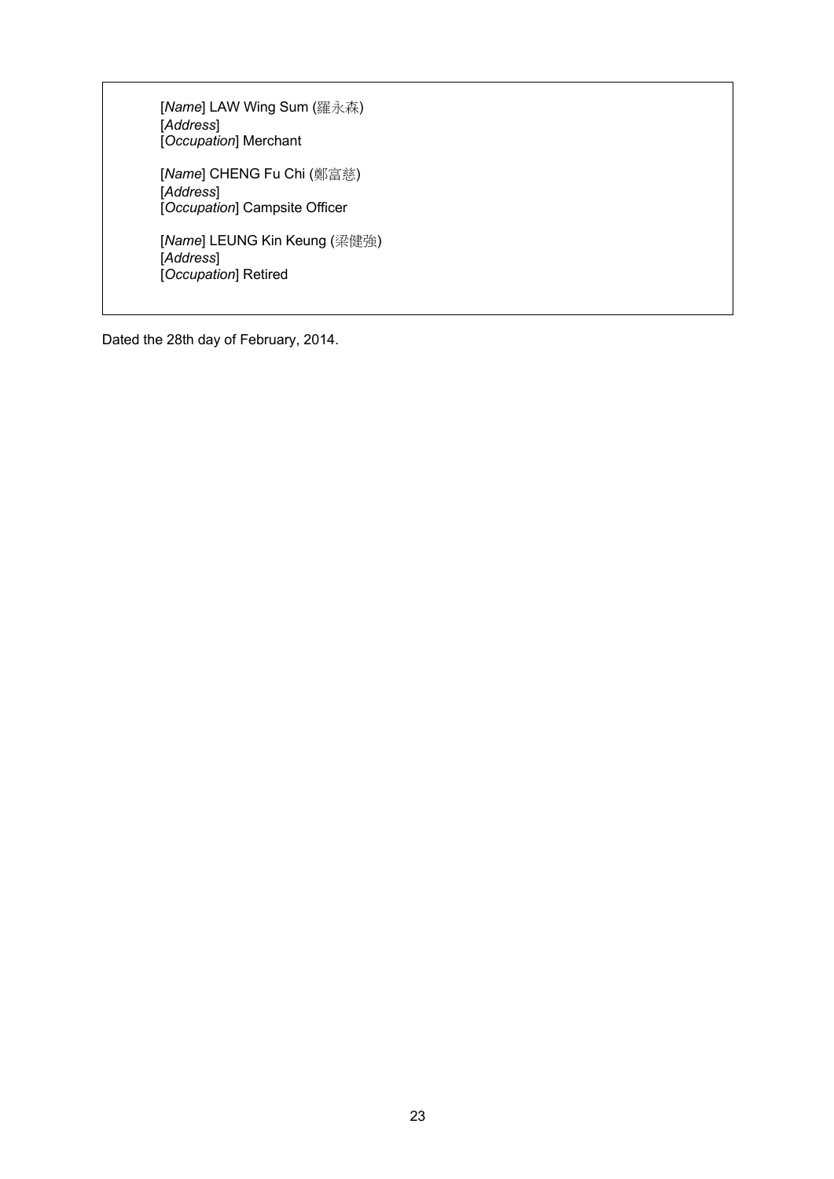[*Name*] LAW Wing Sum (羅永森)
[*Address*]
[*Occupation*] Merchant

[*Name*] CHENG Fu Chi (鄭富慈)
[*Address*]
[*Occupation*] Campsite Officer

[*Name*] LEUNG Kin Keung (梁健強)
[*Address*]
[*Occupation*] Retired

Dated the 28th day of February, 2014.